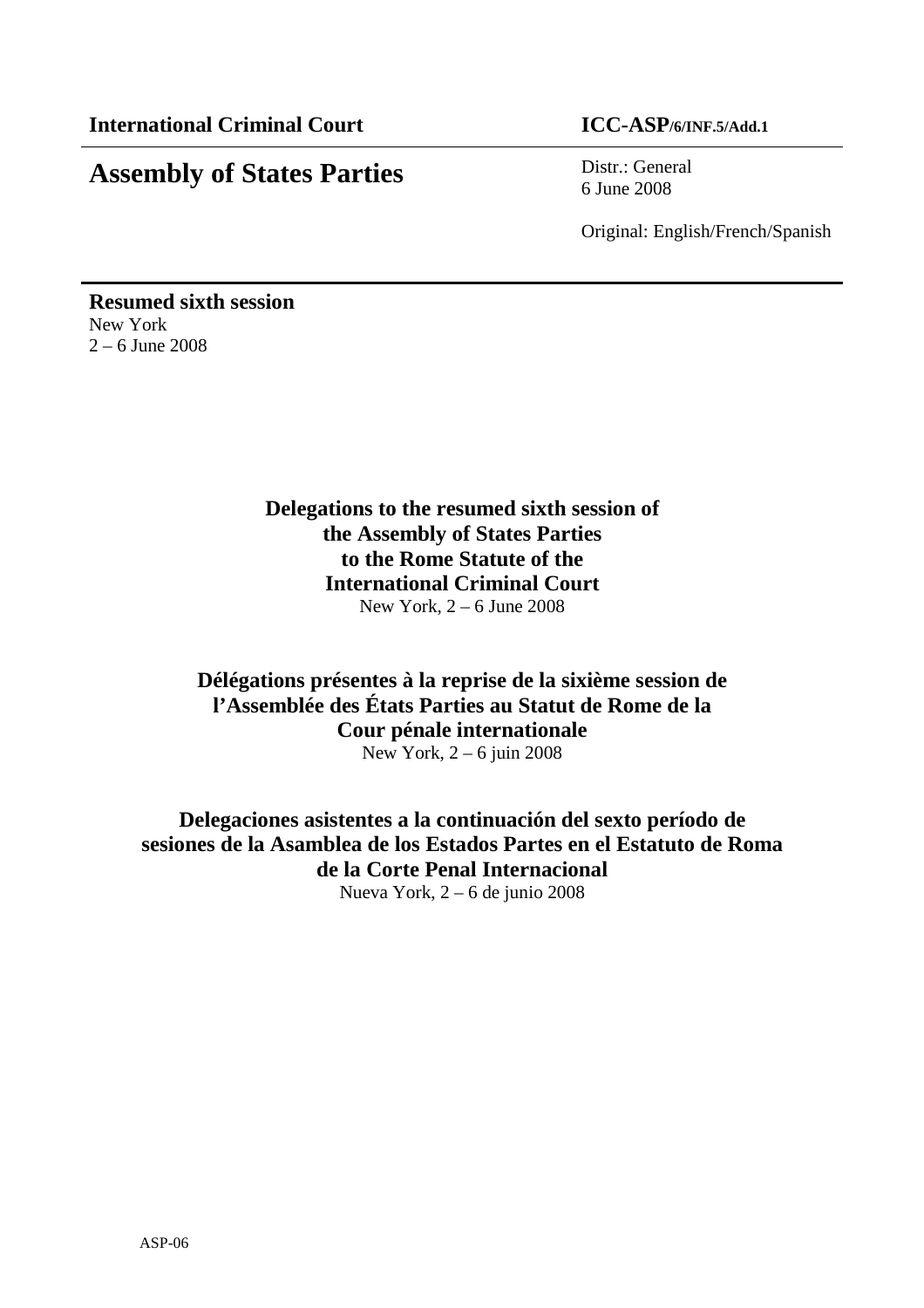**International Criminal Court** **ICC-ASP/6/INF.5/Add.1**

# Assembly of States Parties

Distr.: General
6 June 2008

Original: English/French/Spanish

**Resumed sixth session**
New York
2 – 6 June 2008

## Delegations to the resumed sixth session of the Assembly of States Parties to the Rome Statute of the International Criminal Court

New York, 2 – 6 June 2008

## Délégations présentes à la reprise de la sixième session de l'Assemblée des États Parties au Statut de Rome de la Cour pénale internationale

New York, 2 – 6 juin 2008

## Delegaciones asistentes a la continuación del sexto período de sesiones de la Asamblea de los Estados Partes en el Estatuto de Roma de la Corte Penal Internacional

Nueva York, 2 – 6 de junio 2008

ASP-06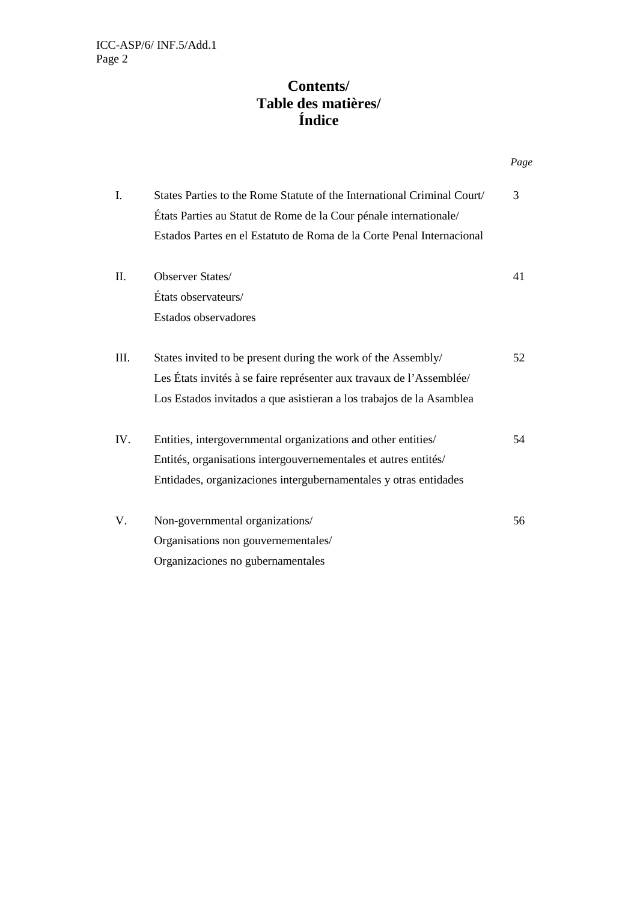# Contents/
# Table des matières/
# Índice

| | | *Page* |
|---|---|---|
| I. | States Parties to the Rome Statute of the International Criminal Court/ États Parties au Statut de Rome de la Cour pénale internationale/ Estados Partes en el Estatuto de Roma de la Corte Penal Internacional | 3 |
| II. | Observer States/ États observateurs/ Estados observadores | 41 |
| III. | States invited to be present during the work of the Assembly/ Les États invités à se faire représenter aux travaux de l'Assemblée/ Los Estados invitados a que asistieran a los trabajos de la Asamblea | 52 |
| IV. | Entities, intergovernmental organizations and other entities/ Entités, organisations intergouvernementales et autres entités/ Entidades, organizaciones intergubernamentales y otras entidades | 54 |
| V. | Non-governmental organizations/ Organisations non gouvernementales/ Organizaciones no gubernamentales | 56 |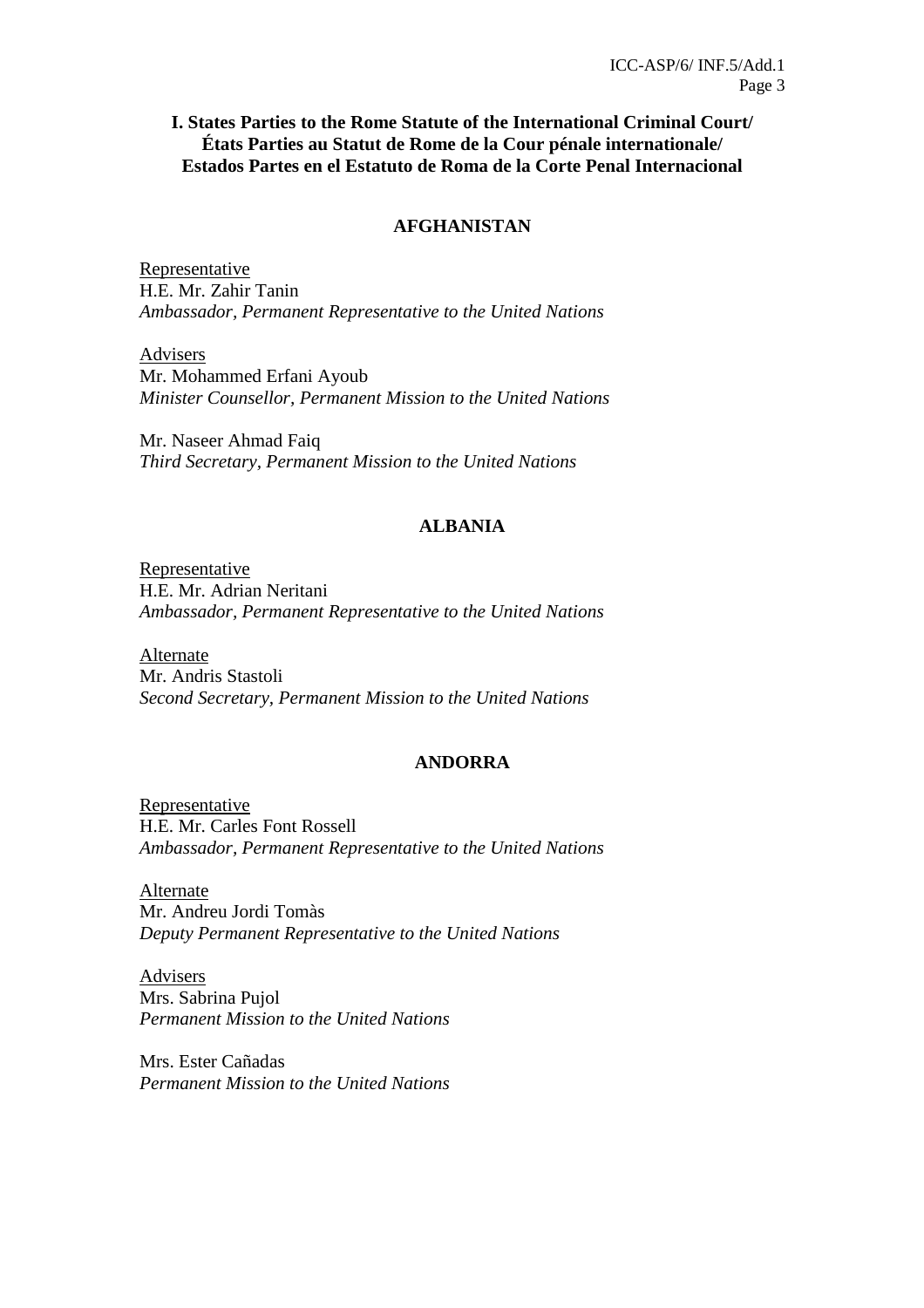## I. States Parties to the Rome Statute of the International Criminal Court/ États Parties au Statut de Rome de la Cour pénale internationale/ Estados Partes en el Estatuto de Roma de la Corte Penal Internacional

### AFGHANISTAN

Representative
H.E. Mr. Zahir Tanin
*Ambassador, Permanent Representative to the United Nations*

Advisers
Mr. Mohammed Erfani Ayoub
*Minister Counsellor, Permanent Mission to the United Nations*

Mr. Naseer Ahmad Faiq
*Third Secretary, Permanent Mission to the United Nations*

### ALBANIA

Representative
H.E. Mr. Adrian Neritani
*Ambassador, Permanent Representative to the United Nations*

Alternate
Mr. Andris Stastoli
*Second Secretary, Permanent Mission to the United Nations*

### ANDORRA

Representative
H.E. Mr. Carles Font Rossell
*Ambassador, Permanent Representative to the United Nations*

Alternate
Mr. Andreu Jordi Tomàs
*Deputy Permanent Representative to the United Nations*

Advisers
Mrs. Sabrina Pujol
*Permanent Mission to the United Nations*

Mrs. Ester Cañadas
*Permanent Mission to the United Nations*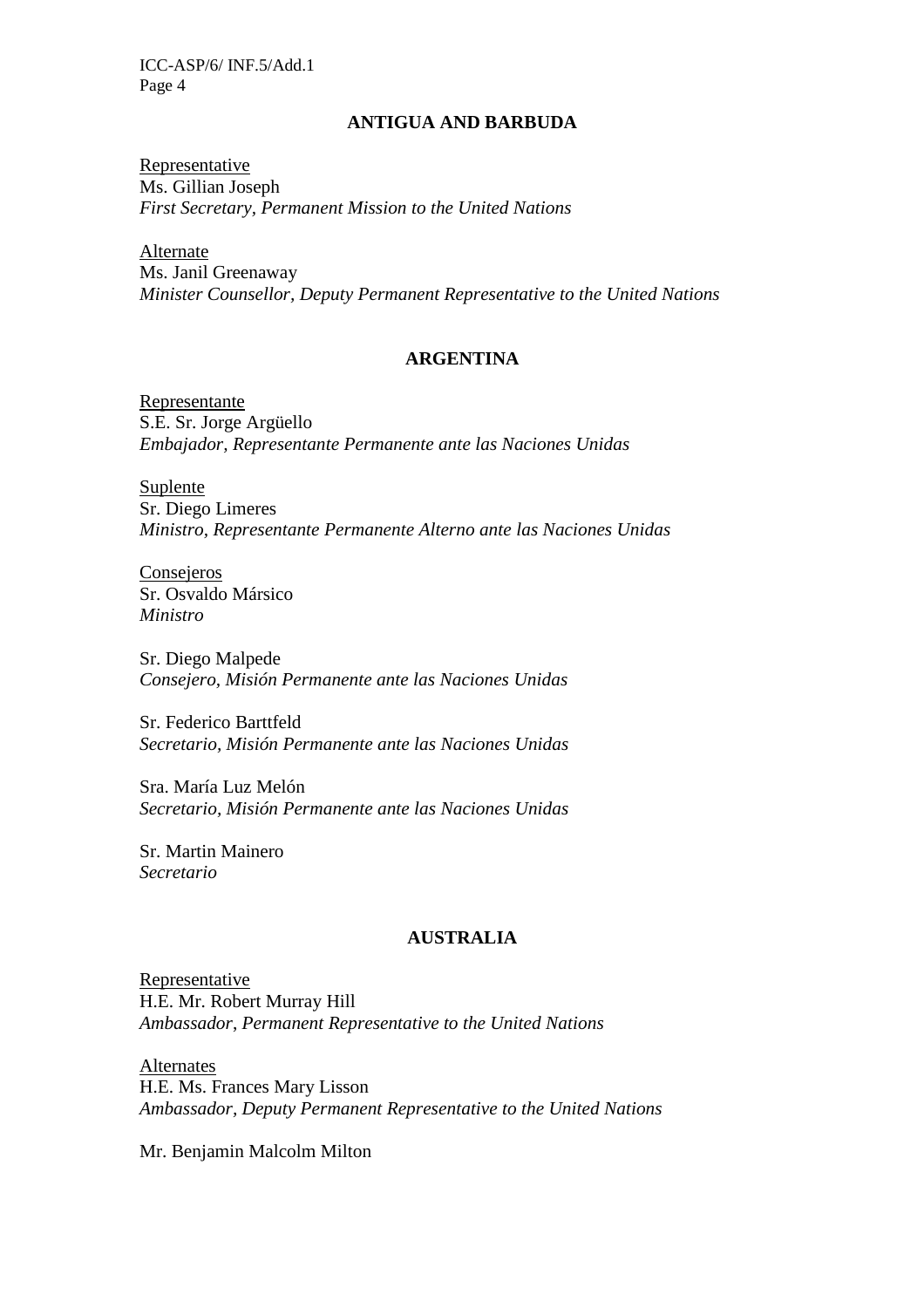## ANTIGUA AND BARBUDA

Representative
Ms. Gillian Joseph
*First Secretary, Permanent Mission to the United Nations*

Alternate
Ms. Janil Greenaway
*Minister Counsellor, Deputy Permanent Representative to the United Nations*

## ARGENTINA

Representante
S.E. Sr. Jorge Argüello
*Embajador, Representante Permanente ante las Naciones Unidas*

Suplente
Sr. Diego Limeres
*Ministro, Representante Permanente Alterno ante las Naciones Unidas*

Consejeros
Sr. Osvaldo Társico
*Ministro*

Sr. Diego Malpede
*Consejero, Misión Permanente ante las Naciones Unidas*

Sr. Federico Barttfeld
*Secretario, Misión Permanente ante las Naciones Unidas*

Sra. María Luz Melón
*Secretario, Misión Permanente ante las Naciones Unidas*

Sr. Martin Mainero
*Secretario*

## AUSTRALIA

Representative
H.E. Mr. Robert Murray Hill
*Ambassador, Permanent Representative to the United Nations*

Alternates
H.E. Ms. Frances Mary Lisson
*Ambassador, Deputy Permanent Representative to the United Nations*

Mr. Benjamin Malcolm Milton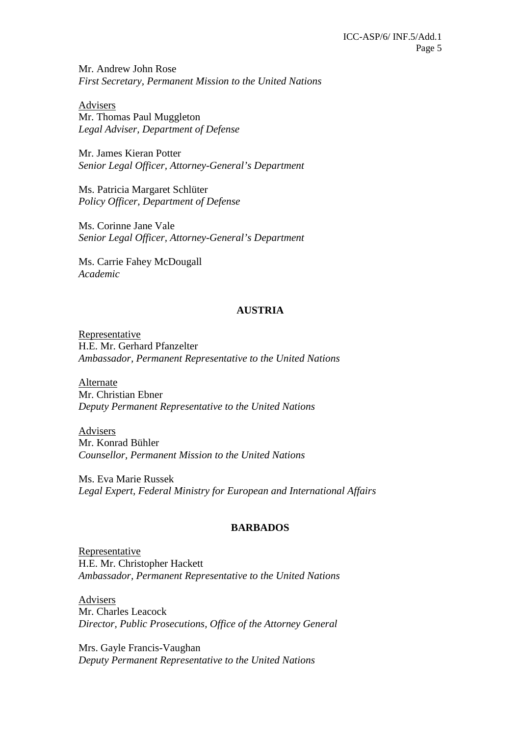Mr. Andrew John Rose
*First Secretary, Permanent Mission to the United Nations*

Advisers
Mr. Thomas Paul Muggleton
*Legal Adviser, Department of Defense*

Mr. James Kieran Potter
*Senior Legal Officer, Attorney-General's Department*

Ms. Patricia Margaret Schlüter
*Policy Officer, Department of Defense*

Ms. Corinne Jane Vale
*Senior Legal Officer, Attorney-General's Department*

Ms. Carrie Fahey McDougall
*Academic*

## AUSTRIA

Representative
H.E. Mr. Gerhard Pfanzelter
*Ambassador, Permanent Representative to the United Nations*

Alternate
Mr. Christian Ebner
*Deputy Permanent Representative to the United Nations*

Advisers
Mr. Konrad Bühler
*Counsellor, Permanent Mission to the United Nations*

Ms. Eva Marie Russek
*Legal Expert, Federal Ministry for European and International Affairs*

## BARBADOS

Representative
H.E. Mr. Christopher Hackett
*Ambassador, Permanent Representative to the United Nations*

Advisers
Mr. Charles Leacock
*Director, Public Prosecutions, Office of the Attorney General*

Mrs. Gayle Francis-Vaughan
*Deputy Permanent Representative to the United Nations*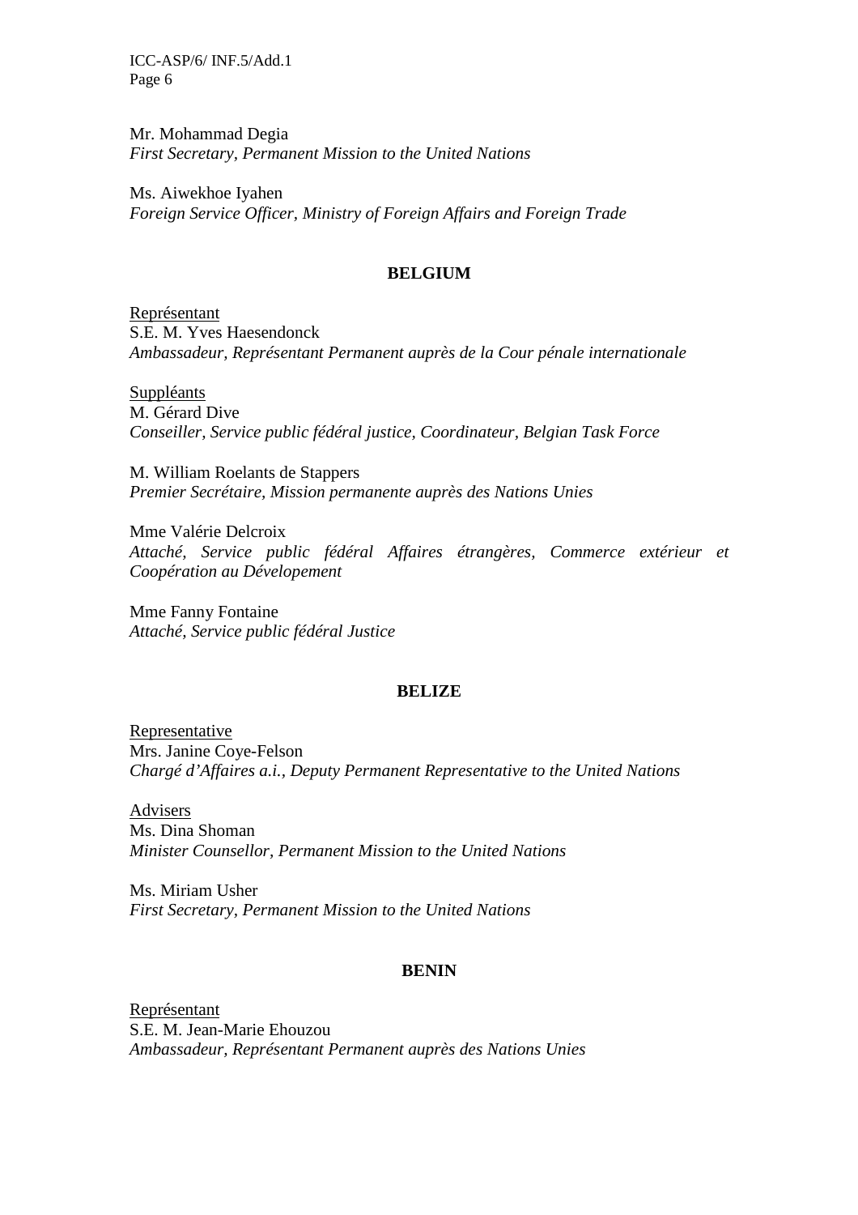Mr. Mohammad Degia
*First Secretary, Permanent Mission to the United Nations*

Ms. Aiwekhoe Iyahen
*Foreign Service Officer, Ministry of Foreign Affairs and Foreign Trade*

**BELGIUM**

Représentant
S.E. M. Yves Haesendonck
*Ambassadeur, Représentant Permanent auprès de la Cour pénale internationale*

Suppléants
M. Gérard Dive
*Conseiller, Service public fédéral justice, Coordinateur, Belgian Task Force*

M. William Roelants de Stappers
*Premier Secrétaire, Mission permanente auprès des Nations Unies*

Mme Valérie Delcroix
*Attaché, Service public fédéral Affaires étrangères, Commerce extérieur et Coopération au Dévelopement*

Mme Fanny Fontaine
*Attaché, Service public fédéral Justice*

**BELIZE**

Representative
Mrs. Janine Coye-Felson
*Chargé d'Affaires a.i., Deputy Permanent Representative to the United Nations*

Advisers
Ms. Dina Shoman
*Minister Counsellor, Permanent Mission to the United Nations*

Ms. Miriam Usher
*First Secretary, Permanent Mission to the United Nations*

**BENIN**

Représentant
S.E. M. Jean-Marie Ehouzou
*Ambassadeur, Représentant Permanent auprès des Nations Unies*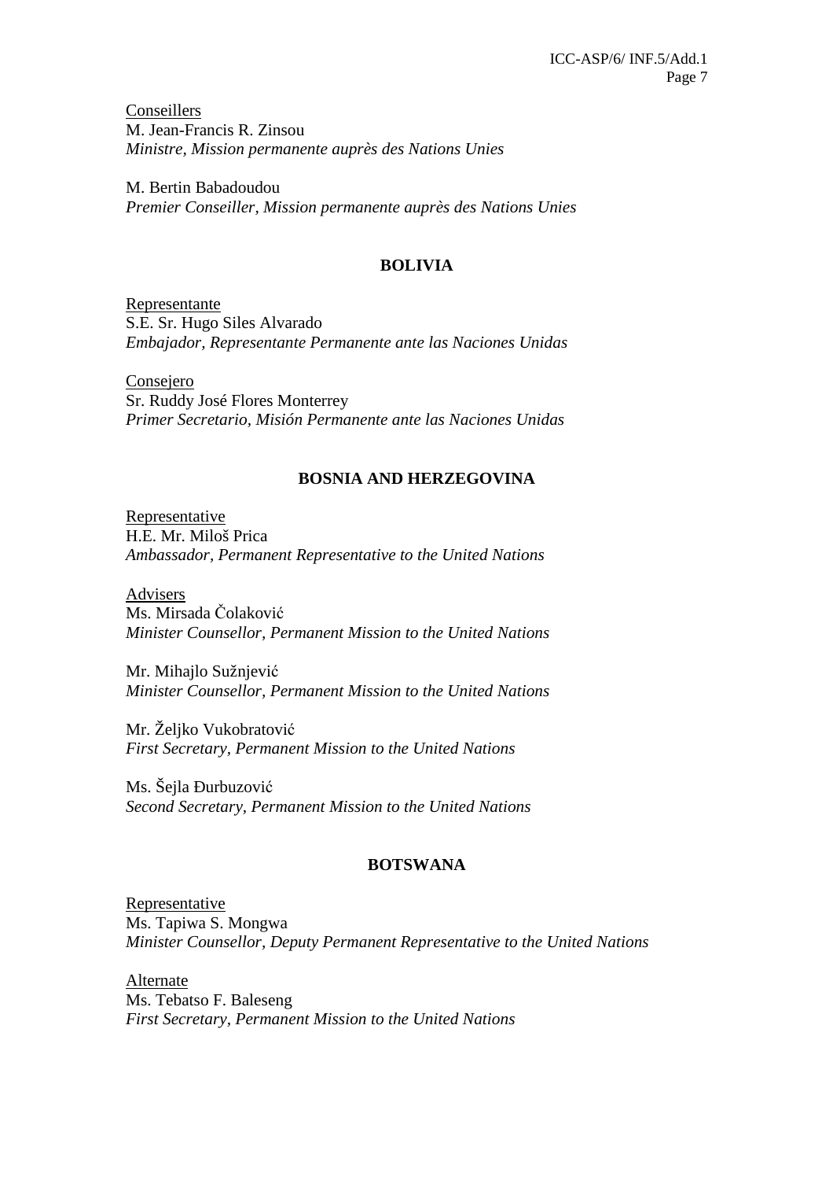Conseillers
M. Jean-Francis R. Zinsou
*Ministre, Mission permanente auprès des Nations Unies*

M. Bertin Babadoudou
*Premier Conseiller, Mission permanente auprès des Nations Unies*

## BOLIVIA

Representante
S.E. Sr. Hugo Siles Alvarado
*Embajador, Representante Permanente ante las Naciones Unidas*

Consejero
Sr. Ruddy José Flores Monterrey
*Primer Secretario, Misión Permanente ante las Naciones Unidas*

## BOSNIA AND HERZEGOVINA

Representative
H.E. Mr. Miloš Prica
*Ambassador, Permanent Representative to the United Nations*

Advisers
Ms. Mirsada Čolaković
*Minister Counsellor, Permanent Mission to the United Nations*

Mr. Mihajlo Sužnjević
*Minister Counsellor, Permanent Mission to the United Nations*

Mr. Željko Vukobratović
*First Secretary, Permanent Mission to the United Nations*

Ms. Šejla Đurbuzović
*Second Secretary, Permanent Mission to the United Nations*

## BOTSWANA

Representative
Ms. Tapiwa S. Mongwa
*Minister Counsellor, Deputy Permanent Representative to the United Nations*

Alternate
Ms. Tebatso F. Baleseng
*First Secretary, Permanent Mission to the United Nations*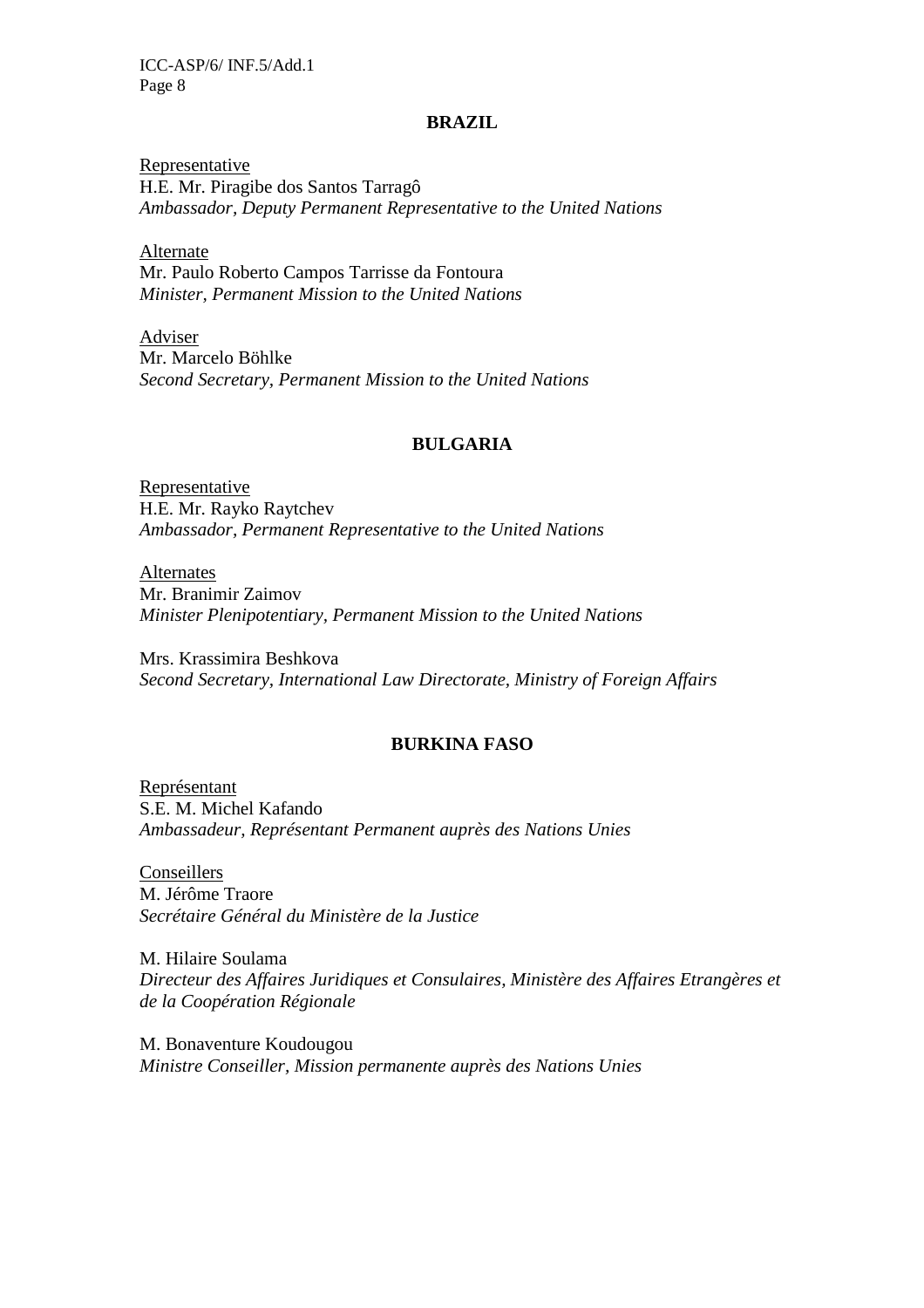### BRAZIL

Representative
H.E. Mr. Piragibe dos Santos Tarragô
*Ambassador, Deputy Permanent Representative to the United Nations*

Alternate
Mr. Paulo Roberto Campos Tarrisse da Fontoura
*Minister, Permanent Mission to the United Nations*

Adviser
Mr. Marcelo Böhlke
*Second Secretary, Permanent Mission to the United Nations*

### BULGARIA

Representative
H.E. Mr. Rayko Raytchev
*Ambassador, Permanent Representative to the United Nations*

Alternates
Mr. Branimir Zaimov
*Minister Plenipotentiary, Permanent Mission to the United Nations*

Mrs. Krassimira Beshkova
*Second Secretary, International Law Directorate, Ministry of Foreign Affairs*

### BURKINA FASO

Représentant
S.E. M. Michel Kafando
*Ambassadeur, Représentant Permanent auprès des Nations Unies*

Conseillers
M. Jérôme Traore
*Secrétaire Général du Ministère de la Justice*

M. Hilaire Soulama
*Directeur des Affaires Juridiques et Consulaires, Ministère des Affaires Etrangères et de la Coopération Régionale*

M. Bonaventure Koudougou
*Ministre Conseiller, Mission permanente auprès des Nations Unies*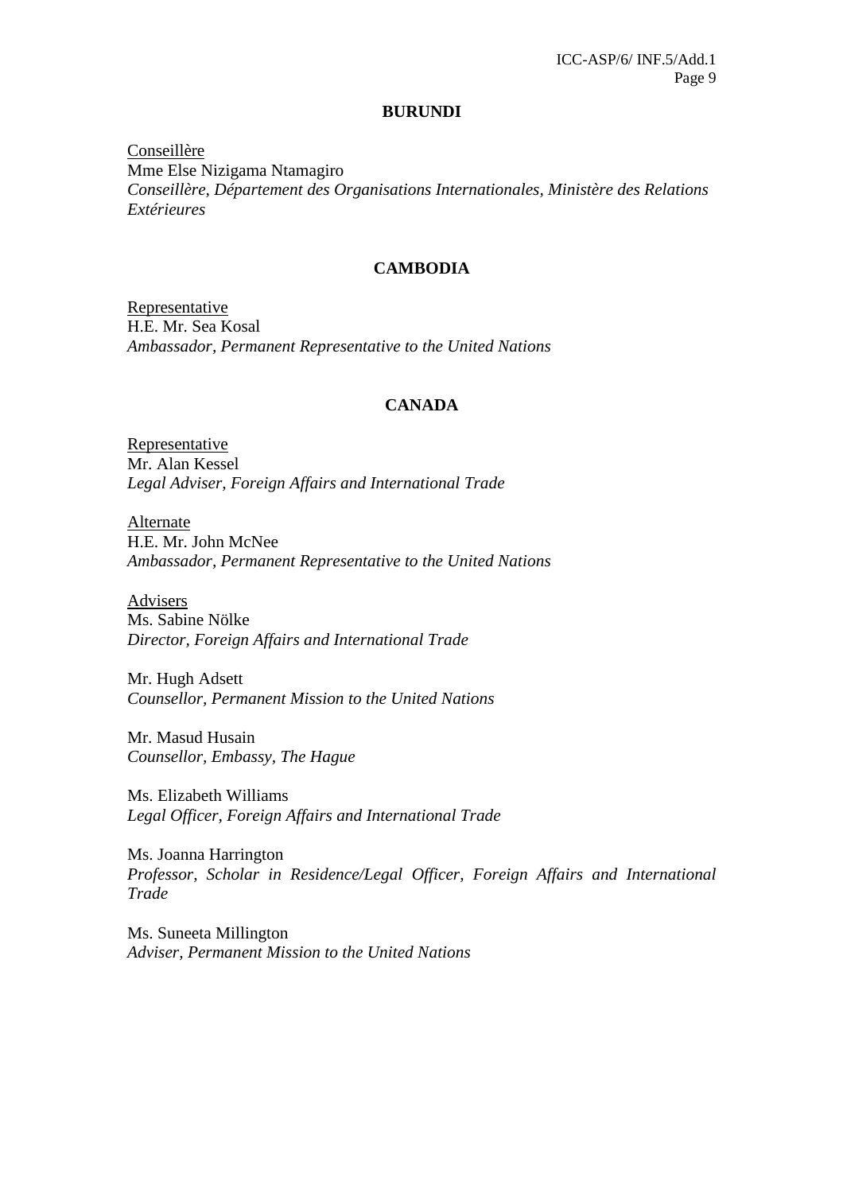## BURUNDI

<u>Conseillère</u>
Mme Else Nizigama Ntamagiro
*Conseillère, Département des Organisations Internationales, Ministère des Relations Extérieures*

## CAMBODIA

<u>Representative</u>
H.E. Mr. Sea Kosal
*Ambassador, Permanent Representative to the United Nations*

## CANADA

<u>Representative</u>
Mr. Alan Kessel
*Legal Adviser, Foreign Affairs and International Trade*

<u>Alternate</u>
H.E. Mr. John McNee
*Ambassador, Permanent Representative to the United Nations*

<u>Advisers</u>
Ms. Sabine Nölke
*Director, Foreign Affairs and International Trade*

Mr. Hugh Adsett
*Counsellor, Permanent Mission to the United Nations*

Mr. Masud Husain
*Counsellor, Embassy, The Hague*

Ms. Elizabeth Williams
*Legal Officer, Foreign Affairs and International Trade*

Ms. Joanna Harrington
*Professor, Scholar in Residence/Legal Officer, Foreign Affairs and International Trade*

Ms. Suneeta Millington
*Adviser, Permanent Mission to the United Nations*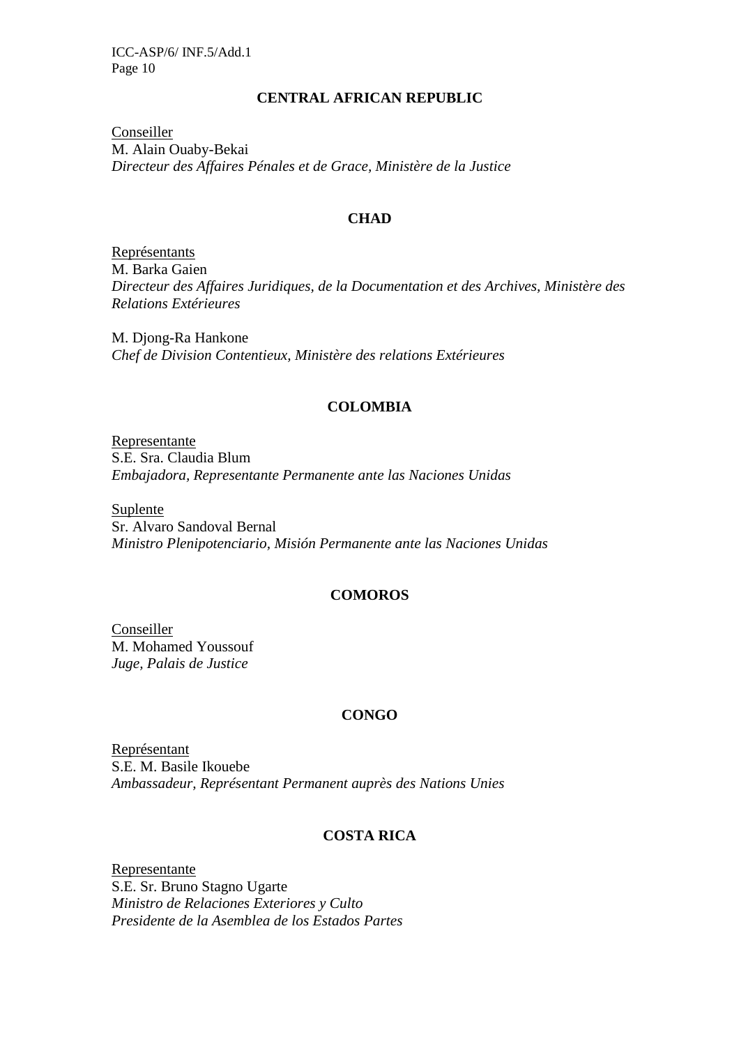### CENTRAL AFRICAN REPUBLIC

Conseiller
M. Alain Ouaby-Bekai
*Directeur des Affaires Pénales et de Grace, Ministère de la Justice*

### CHAD

Représentants
M. Barka Gaien
*Directeur des Affaires Juridiques, de la Documentation et des Archives, Ministère des Relations Extérieures*

M. Djong-Ra Hankone
*Chef de Division Contentieux, Ministère des relations Extérieures*

### COLOMBIA

Representante
S.E. Sra. Claudia Blum
*Embajadora, Representante Permanente ante las Naciones Unidas*

Suplente
Sr. Alvaro Sandoval Bernal
*Ministro Plenipotenciario, Misión Permanente ante las Naciones Unidas*

### COMOROS

Conseiller
M. Mohamed Youssouf
*Juge, Palais de Justice*

### CONGO

Représentant
S.E. M. Basile Ikouebe
*Ambassadeur, Représentant Permanent auprès des Nations Unies*

### COSTA RICA

Representante
S.E. Sr. Bruno Stagno Ugarte
*Ministro de Relaciones Exteriores y Culto*
*Presidente de la Asemblea de los Estados Partes*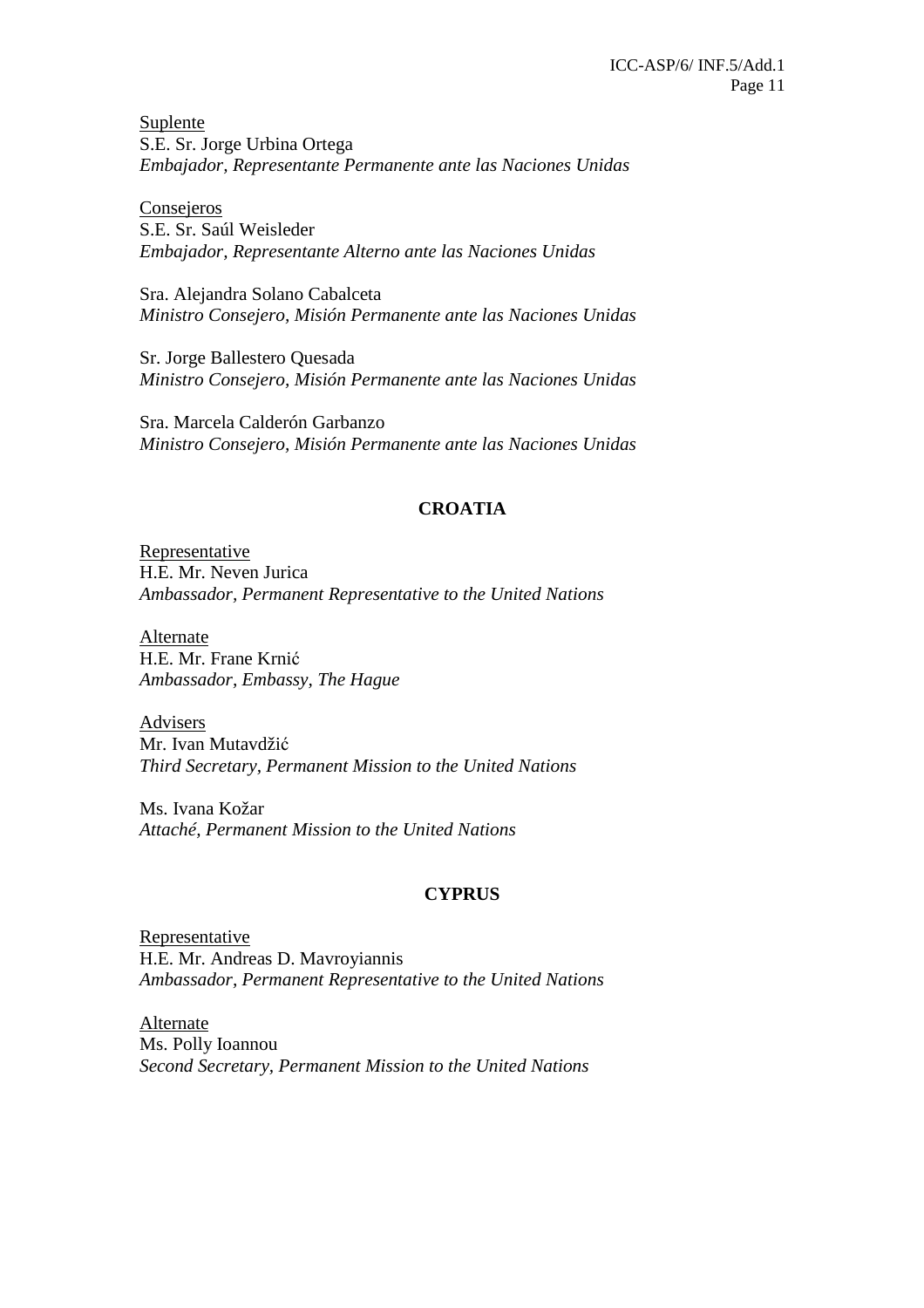Suplente
S.E. Sr. Jorge Urbina Ortega
*Embajador, Representante Permanente ante las Naciones Unidas*

Consejeros
S.E. Sr. Saúl Weisleder
*Embajador, Representante Alterno ante las Naciones Unidas*

Sra. Alejandra Solano Cabalceta
*Ministro Consejero, Misión Permanente ante las Naciones Unidas*

Sr. Jorge Ballestero Quesada
*Ministro Consejero, Misión Permanente ante las Naciones Unidas*

Sra. Marcela Calderón Garbanzo
*Ministro Consejero, Misión Permanente ante las Naciones Unidas*

## CROATIA

Representative
H.E. Mr. Neven Jurica
*Ambassador, Permanent Representative to the United Nations*

Alternate
H.E. Mr. Frane Krnić
*Ambassador, Embassy, The Hague*

Advisers
Mr. Ivan Mutavdžić
*Third Secretary, Permanent Mission to the United Nations*

Ms. Ivana Kožar
*Attaché, Permanent Mission to the United Nations*

## CYPRUS

Representative
H.E. Mr. Andreas D. Mavroyiannis
*Ambassador, Permanent Representative to the United Nations*

Alternate
Ms. Polly Ioannou
*Second Secretary, Permanent Mission to the United Nations*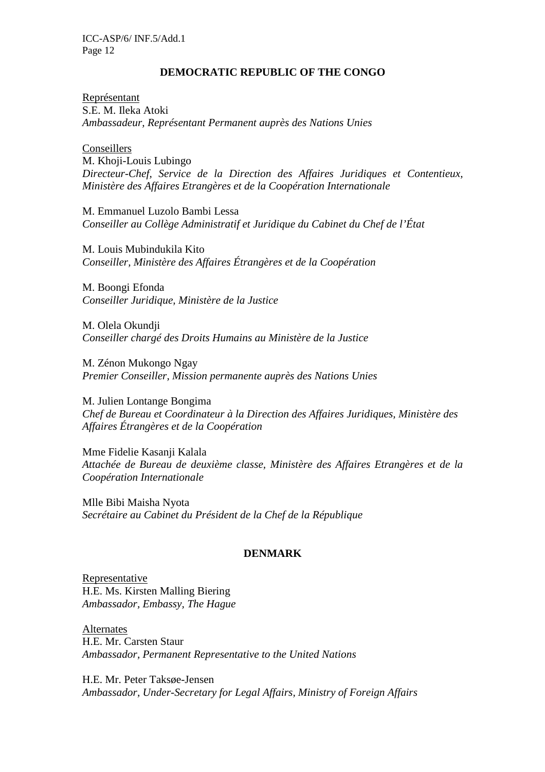**DEMOCRATIC REPUBLIC OF THE CONGO**

Représentant
S.E. M. Ileka Atoki
*Ambassadeur, Représentant Permanent auprès des Nations Unies*

Conseillers
M. Khoji-Louis Lubingo
*Directeur-Chef, Service de la Direction des Affaires Juridiques et Contentieux, Ministère des Affaires Etrangères et de la Coopération Internationale*

M. Emmanuel Luzolo Bambi Lessa
*Conseiller au Collège Administratif et Juridique du Cabinet du Chef de l'État*

M. Louis Mubindukila Kito
*Conseiller, Ministère des Affaires Étrangères et de la Coopération*

M. Boongi Efonda
*Conseiller Juridique, Ministère de la Justice*

M. Olela Okundji
*Conseiller chargé des Droits Humains au Ministère de la Justice*

M. Zénon Mukongo Ngay
*Premier Conseiller, Mission permanente auprès des Nations Unies*

M. Julien Lontange Bongima
*Chef de Bureau et Coordinateur à la Direction des Affaires Juridiques, Ministère des Affaires Étrangères et de la Coopération*

Mme Fidelie Kasanji Kalala
*Attachée de Bureau de deuxième classe, Ministère des Affaires Etrangères et de la Coopération Internationale*

Mlle Bibi Maisha Nyota
*Secrétaire au Cabinet du Président de la Chef de la République*

**DENMARK**

Representative
H.E. Ms. Kirsten Malling Biering
*Ambassador, Embassy, The Hague*

Alternates
H.E. Mr. Carsten Staur
*Ambassador, Permanent Representative to the United Nations*

H.E. Mr. Peter Taksøe-Jensen
*Ambassador, Under-Secretary for Legal Affairs, Ministry of Foreign Affairs*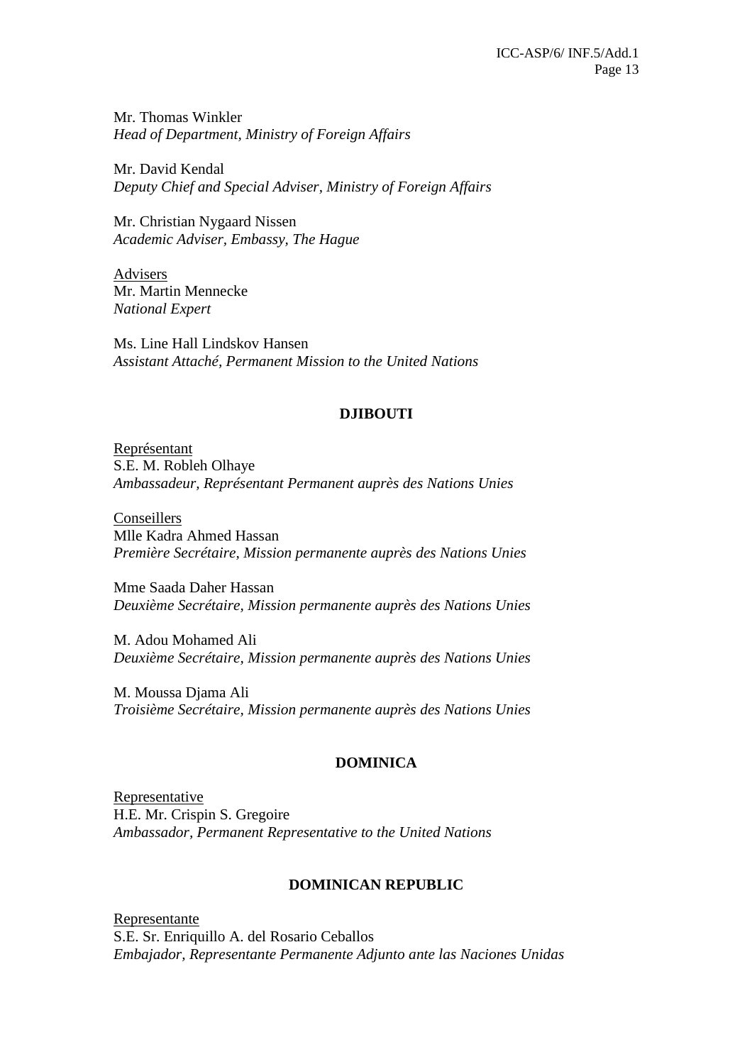Mr. Thomas Winkler
*Head of Department, Ministry of Foreign Affairs*

Mr. David Kendal
*Deputy Chief and Special Adviser, Ministry of Foreign Affairs*

Mr. Christian Nygaard Nissen
*Academic Adviser, Embassy, The Hague*

<u>Advisers</u>
Mr. Martin Mennecke
*National Expert*

Ms. Line Hall Lindskov Hansen
*Assistant Attaché, Permanent Mission to the United Nations*

**DJIBOUTI**

<u>Représentant</u>
S.E. M. Robleh Olhaye
*Ambassadeur, Représentant Permanent auprès des Nations Unies*

<u>Conseillers</u>
Mlle Kadra Ahmed Hassan
*Première Secrétaire, Mission permanente auprès des Nations Unies*

Mme Saada Daher Hassan
*Deuxième Secrétaire, Mission permanente auprès des Nations Unies*

M. Adou Mohamed Ali
*Deuxième Secrétaire, Mission permanente auprès des Nations Unies*

M. Moussa Djama Ali
*Troisième Secrétaire, Mission permanente auprès des Nations Unies*

**DOMINICA**

<u>Representative</u>
H.E. Mr. Crispin S. Gregoire
*Ambassador, Permanent Representative to the United Nations*

**DOMINICAN REPUBLIC**

<u>Representante</u>
S.E. Sr. Enriquillo A. del Rosario Ceballos
*Embajador, Representante Permanente Adjunto ante las Naciones Unidas*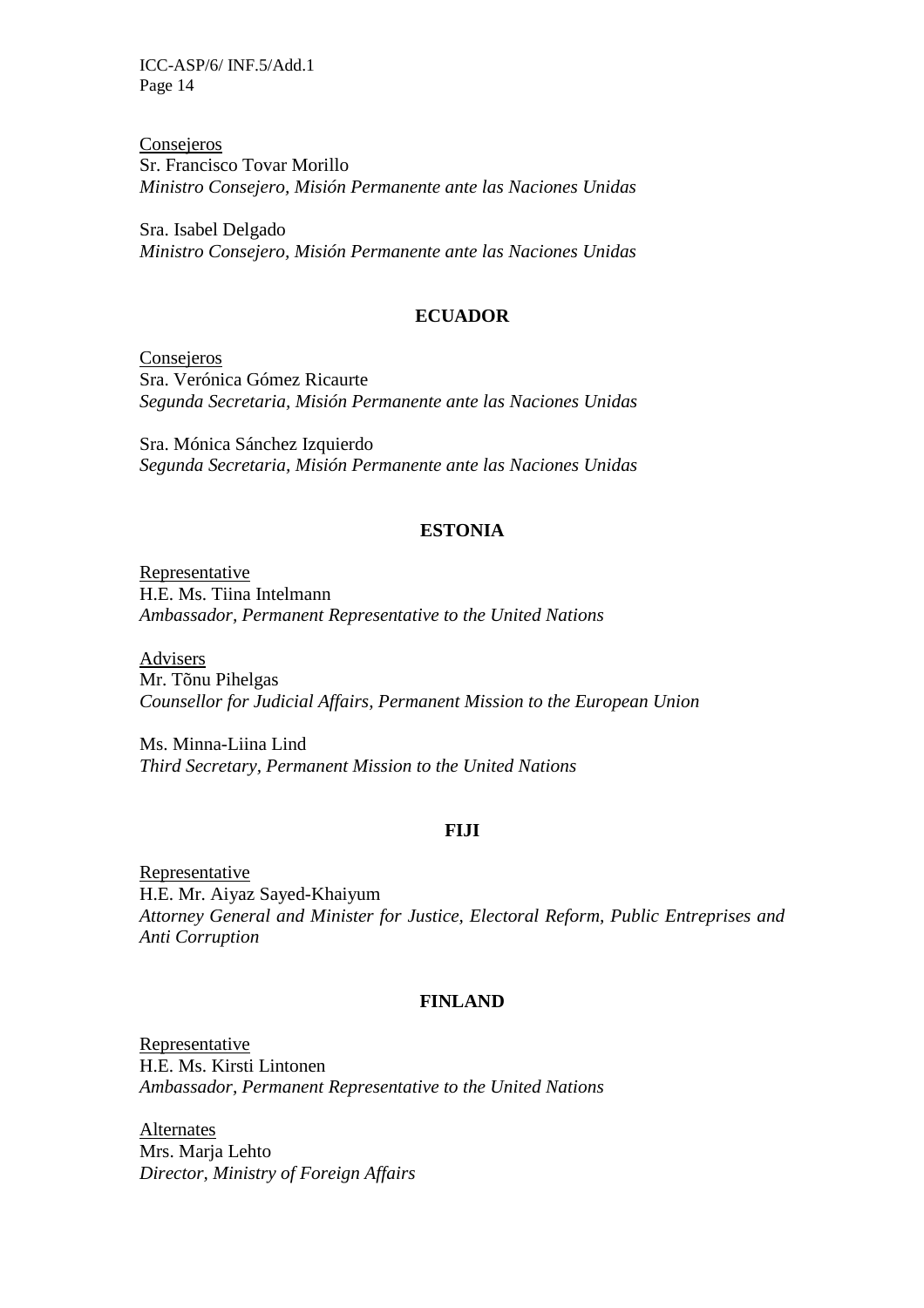Consejeros
Sr. Francisco Tovar Morillo
*Ministro Consejero, Misión Permanente ante las Naciones Unidas*

Sra. Isabel Delgado
*Ministro Consejero, Misión Permanente ante las Naciones Unidas*

**ECUADOR**

Consejeros
Sra. Verónica Gómez Ricaurte
*Segunda Secretaria, Misión Permanente ante las Naciones Unidas*

Sra. Mónica Sánchez Izquierdo
*Segunda Secretaria, Misión Permanente ante las Naciones Unidas*

**ESTONIA**

Representative
H.E. Ms. Tiina Intelmann
*Ambassador, Permanent Representative to the United Nations*

Advisers
Mr. Tõnu Pihelgas
*Counsellor for Judicial Affairs, Permanent Mission to the European Union*

Ms. Minna-Liina Lind
*Third Secretary, Permanent Mission to the United Nations*

**FIJI**

Representative
H.E. Mr. Aiyaz Sayed-Khaiyum
*Attorney General and Minister for Justice, Electoral Reform, Public Entreprises and Anti Corruption*

**FINLAND**

Representative
H.E. Ms. Kirsti Lintonen
*Ambassador, Permanent Representative to the United Nations*

Alternates
Mrs. Marja Lehto
*Director, Ministry of Foreign Affairs*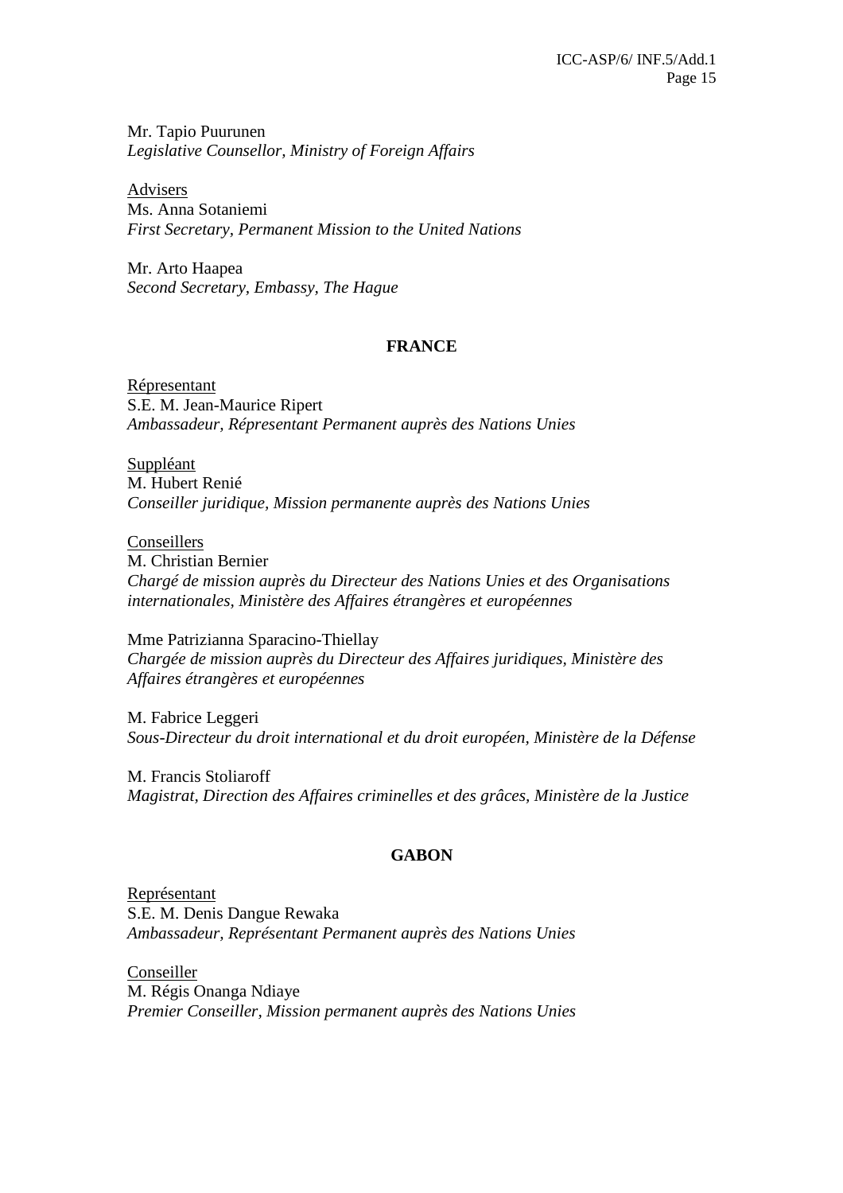Mr. Tapio Puurunen
*Legislative Counsellor, Ministry of Foreign Affairs*

Advisers
Ms. Anna Sotaniemi
*First Secretary, Permanent Mission to the United Nations*

Mr. Arto Haapea
*Second Secretary, Embassy, The Hague*

**FRANCE**

Répresentant
S.E. M. Jean-Maurice Ripert
*Ambassadeur, Répresentant Permanent auprès des Nations Unies*

Suppléant
M. Hubert Renié
*Conseiller juridique, Mission permanente auprès des Nations Unies*

Conseillers
M. Christian Bernier
*Chargé de mission auprès du Directeur des Nations Unies et des Organisations internationales, Ministère des Affaires étrangères et européennes*

Mme Patrizianna Sparacino-Thiellay
*Chargée de mission auprès du Directeur des Affaires juridiques, Ministère des Affaires étrangères et européennes*

M. Fabrice Leggeri
*Sous-Directeur du droit international et du droit européen, Ministère de la Défense*

M. Francis Stoliaroff
*Magistrat, Direction des Affaires criminelles et des grâces, Ministère de la Justice*

**GABON**

Représentant
S.E. M. Denis Dangue Rewaka
*Ambassadeur, Représentant Permanent auprès des Nations Unies*

Conseiller
M. Régis Onanga Ndiaye
*Premier Conseiller, Mission permanent auprès des Nations Unies*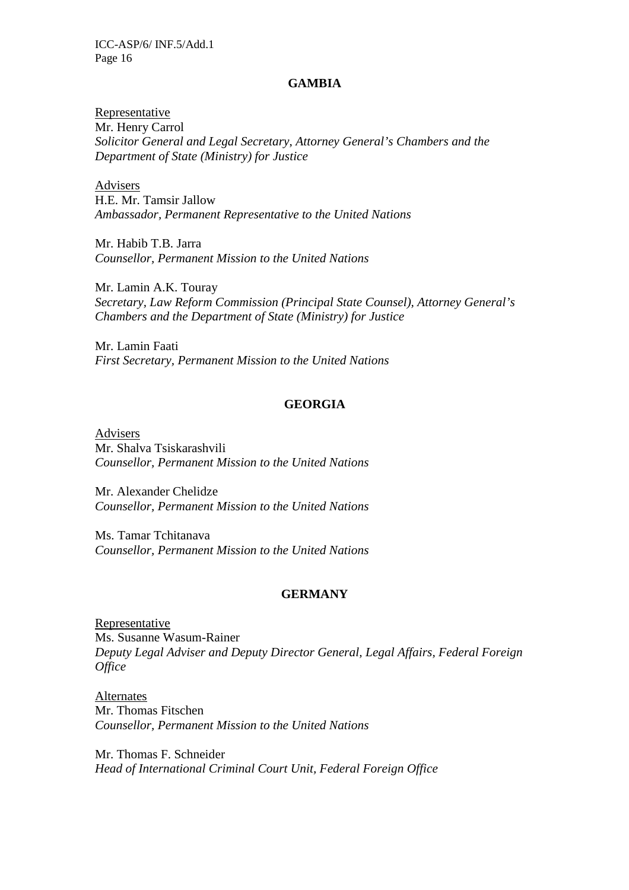## GAMBIA

Representative

Mr. Henry Carrol
*Solicitor General and Legal Secretary, Attorney General's Chambers and the Department of State (Ministry) for Justice*

Advisers

H.E. Mr. Tamsir Jallow
*Ambassador, Permanent Representative to the United Nations*

Mr. Habib T.B. Jarra
*Counsellor, Permanent Mission to the United Nations*

Mr. Lamin A.K. Touray
*Secretary, Law Reform Commission (Principal State Counsel), Attorney General's Chambers and the Department of State (Ministry) for Justice*

Mr. Lamin Faati
*First Secretary, Permanent Mission to the United Nations*

## GEORGIA

Advisers

Mr. Shalva Tsiskarashvili
*Counsellor, Permanent Mission to the United Nations*

Mr. Alexander Chelidze
*Counsellor, Permanent Mission to the United Nations*

Ms. Tamar Tchitanava
*Counsellor, Permanent Mission to the United Nations*

## GERMANY

Representative

Ms. Susanne Wasum-Rainer
*Deputy Legal Adviser and Deputy Director General, Legal Affairs, Federal Foreign Office*

Alternates

Mr. Thomas Fitschen
*Counsellor, Permanent Mission to the United Nations*

Mr. Thomas F. Schneider
*Head of International Criminal Court Unit, Federal Foreign Office*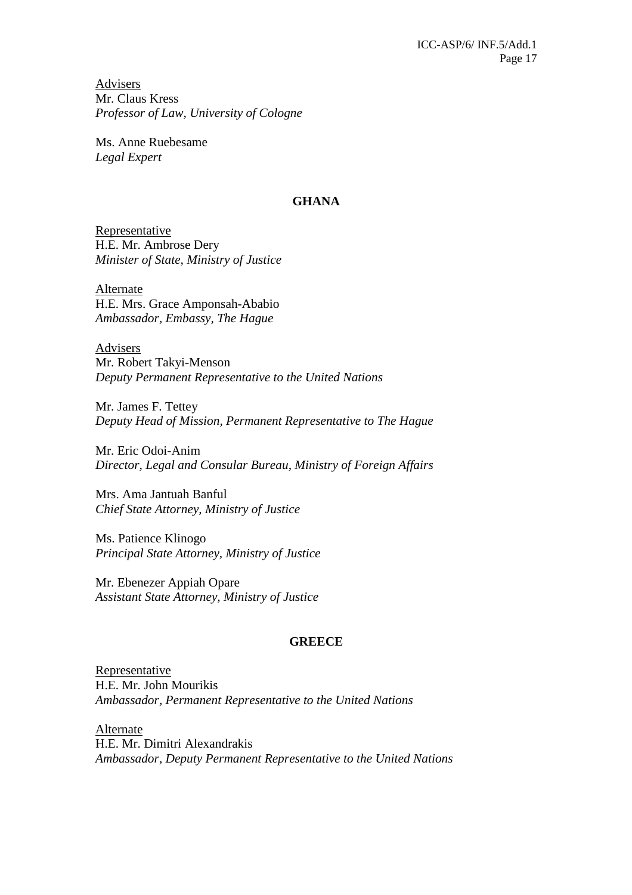Advisers
Mr. Claus Kress
*Professor of Law, University of Cologne*

Ms. Anne Ruebesame
*Legal Expert*

**GHANA**

Representative
H.E. Mr. Ambrose Dery
*Minister of State, Ministry of Justice*

Alternate
H.E. Mrs. Grace Amponsah-Ababio
*Ambassador, Embassy, The Hague*

Advisers
Mr. Robert Takyi-Menson
*Deputy Permanent Representative to the United Nations*

Mr. James F. Tettey
*Deputy Head of Mission, Permanent Representative to The Hague*

Mr. Eric Odoi-Anim
*Director, Legal and Consular Bureau, Ministry of Foreign Affairs*

Mrs. Ama Jantuah Banful
*Chief State Attorney, Ministry of Justice*

Ms. Patience Klinogo
*Principal State Attorney, Ministry of Justice*

Mr. Ebenezer Appiah Opare
*Assistant State Attorney, Ministry of Justice*

**GREECE**

Representative
H.E. Mr. John Mourikis
*Ambassador, Permanent Representative to the United Nations*

Alternate
H.E. Mr. Dimitri Alexandrakis
*Ambassador, Deputy Permanent Representative to the United Nations*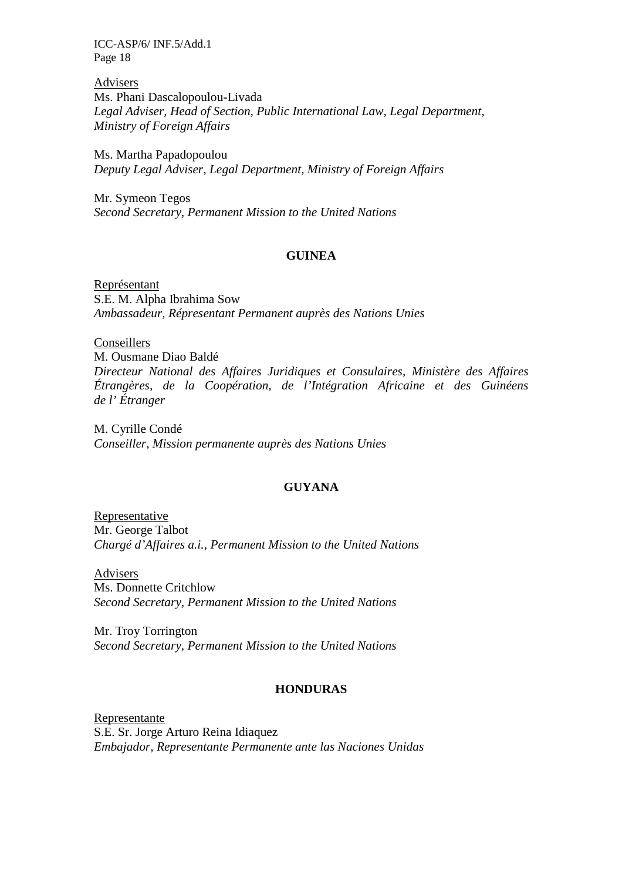Advisers

Ms. Phani Dascalopoulou-Livada
*Legal Adviser, Head of Section, Public International Law, Legal Department, Ministry of Foreign Affairs*

Ms. Martha Papadopoulou
*Deputy Legal Adviser, Legal Department, Ministry of Foreign Affairs*

Mr. Symeon Tegos
*Second Secretary, Permanent Mission to the United Nations*

**GUINEA**

Représentant

S.E. M. Alpha Ibrahima Sow
*Ambassadeur, Répresentant Permanent auprès des Nations Unies*

Conseillers

M. Ousmane Diao Baldé
*Directeur National des Affaires Juridiques et Consulaires, Ministère des Affaires Étrangères, de la Coopération, de l'Intégration Africaine et des Guinéens de l' Étranger*

M. Cyrille Condé
*Conseiller, Mission permanente auprès des Nations Unies*

**GUYANA**

Representative

Mr. George Talbot
*Chargé d'Affaires a.i., Permanent Mission to the United Nations*

Advisers

Ms. Donnette Critchlow
*Second Secretary, Permanent Mission to the United Nations*

Mr. Troy Torrington
*Second Secretary, Permanent Mission to the United Nations*

**HONDURAS**

Representante

S.E. Sr. Jorge Arturo Reina Idiaquez
*Embajador, Representante Permanente ante las Naciones Unidas*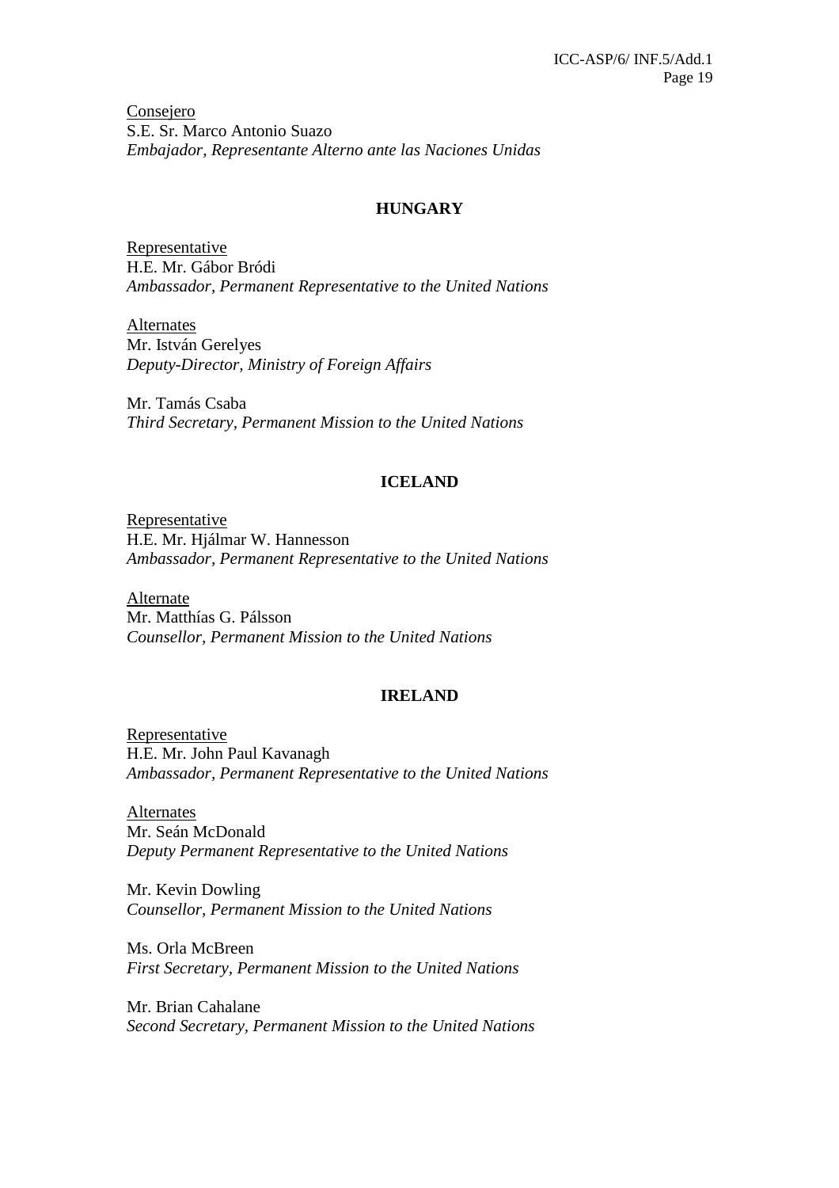Consejero
S.E. Sr. Marco Antonio Suazo
*Embajador, Representante Alterno ante las Naciones Unidas*

**HUNGARY**

Representative
H.E. Mr. Gábor Bródi
*Ambassador, Permanent Representative to the United Nations*

Alternates
Mr. István Gerelyes
*Deputy-Director, Ministry of Foreign Affairs*

Mr. Tamás Csaba
*Third Secretary, Permanent Mission to the United Nations*

**ICELAND**

Representative
H.E. Mr. Hjálmar W. Hannesson
*Ambassador, Permanent Representative to the United Nations*

Alternate
Mr. Matthías G. Pálsson
*Counsellor, Permanent Mission to the United Nations*

**IRELAND**

Representative
H.E. Mr. John Paul Kavanagh
*Ambassador, Permanent Representative to the United Nations*

Alternates
Mr. Seán McDonald
*Deputy Permanent Representative to the United Nations*

Mr. Kevin Dowling
*Counsellor, Permanent Mission to the United Nations*

Ms. Orla McBreen
*First Secretary, Permanent Mission to the United Nations*

Mr. Brian Cahalane
*Second Secretary, Permanent Mission to the United Nations*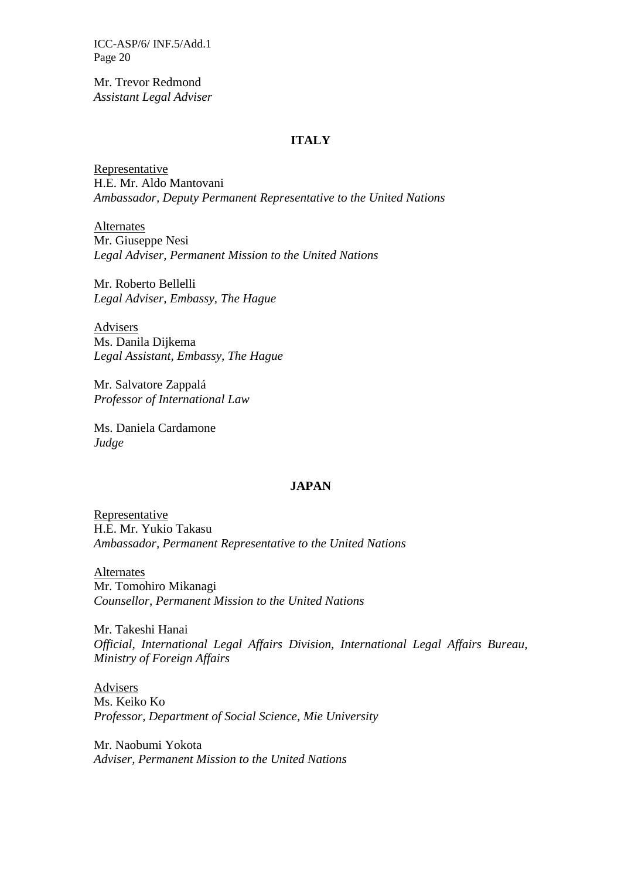Mr. Trevor Redmond
*Assistant Legal Adviser*

**ITALY**

Representative
H.E. Mr. Aldo Mantovani
*Ambassador, Deputy Permanent Representative to the United Nations*

Alternates
Mr. Giuseppe Nesi
*Legal Adviser, Permanent Mission to the United Nations*

Mr. Roberto Bellelli
*Legal Adviser, Embassy, The Hague*

Advisers
Ms. Danila Dijkema
*Legal Assistant, Embassy, The Hague*

Mr. Salvatore Zappalá
*Professor of International Law*

Ms. Daniela Cardamone
*Judge*

**JAPAN**

Representative
H.E. Mr. Yukio Takasu
*Ambassador, Permanent Representative to the United Nations*

Alternates
Mr. Tomohiro Mikanagi
*Counsellor, Permanent Mission to the United Nations*

Mr. Takeshi Hanai
*Official, International Legal Affairs Division, International Legal Affairs Bureau, Ministry of Foreign Affairs*

Advisers
Ms. Keiko Ko
*Professor, Department of Social Science, Mie University*

Mr. Naobumi Yokota
*Adviser, Permanent Mission to the United Nations*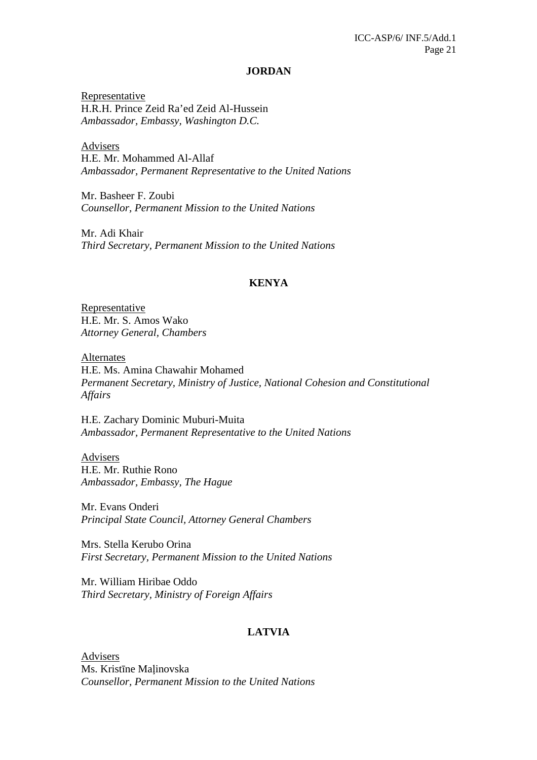## JORDAN

Representative
H.R.H. Prince Zeid Ra'ed Zeid Al-Hussein
*Ambassador, Embassy, Washington D.C.*

Advisers
H.E. Mr. Mohammed Al-Allaf
*Ambassador, Permanent Representative to the United Nations*

Mr. Basheer F. Zoubi
*Counsellor, Permanent Mission to the United Nations*

Mr. Adi Khair
*Third Secretary, Permanent Mission to the United Nations*

## KENYA

Representative
H.E. Mr. S. Amos Wako
*Attorney General, Chambers*

Alternates
H.E. Ms. Amina Chawahir Mohamed
*Permanent Secretary, Ministry of Justice, National Cohesion and Constitutional Affairs*

H.E. Zachary Dominic Muburi-Muita
*Ambassador, Permanent Representative to the United Nations*

Advisers
H.E. Mr. Ruthie Rono
*Ambassador, Embassy, The Hague*

Mr. Evans Onderi
*Principal State Council, Attorney General Chambers*

Mrs. Stella Kerubo Orina
*First Secretary, Permanent Mission to the United Nations*

Mr. William Hiribae Oddo
*Third Secretary, Ministry of Foreign Affairs*

## LATVIA

Advisers
Ms. Kristīne Maļinovska
*Counsellor, Permanent Mission to the United Nations*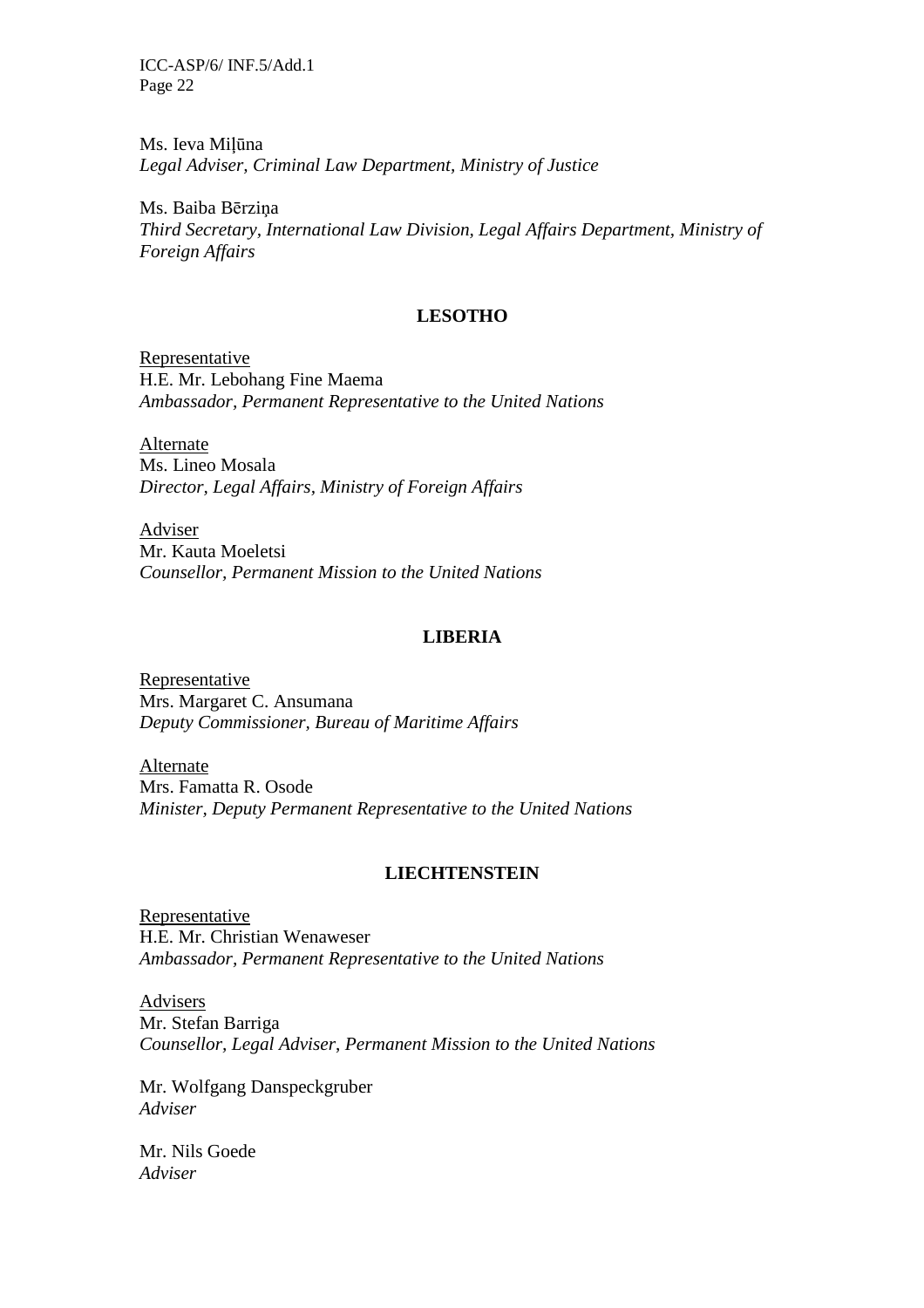Ms. Ieva Miļūna
*Legal Adviser, Criminal Law Department, Ministry of Justice*

Ms. Baiba Bērziņa
*Third Secretary, International Law Division, Legal Affairs Department, Ministry of Foreign Affairs*

## LESOTHO

Representative
H.E. Mr. Lebohang Fine Maema
*Ambassador, Permanent Representative to the United Nations*

Alternate
Ms. Lineo Mosala
*Director, Legal Affairs, Ministry of Foreign Affairs*

Adviser
Mr. Kauta Moeletsi
*Counsellor, Permanent Mission to the United Nations*

## LIBERIA

Representative
Mrs. Margaret C. Ansumana
*Deputy Commissioner, Bureau of Maritime Affairs*

Alternate
Mrs. Famatta R. Osode
*Minister, Deputy Permanent Representative to the United Nations*

## LIECHTENSTEIN

Representative
H.E. Mr. Christian Wenaweser
*Ambassador, Permanent Representative to the United Nations*

Advisers
Mr. Stefan Barriga
*Counsellor, Legal Adviser, Permanent Mission to the United Nations*

Mr. Wolfgang Danspeckgruber
*Adviser*

Mr. Nils Goede
*Adviser*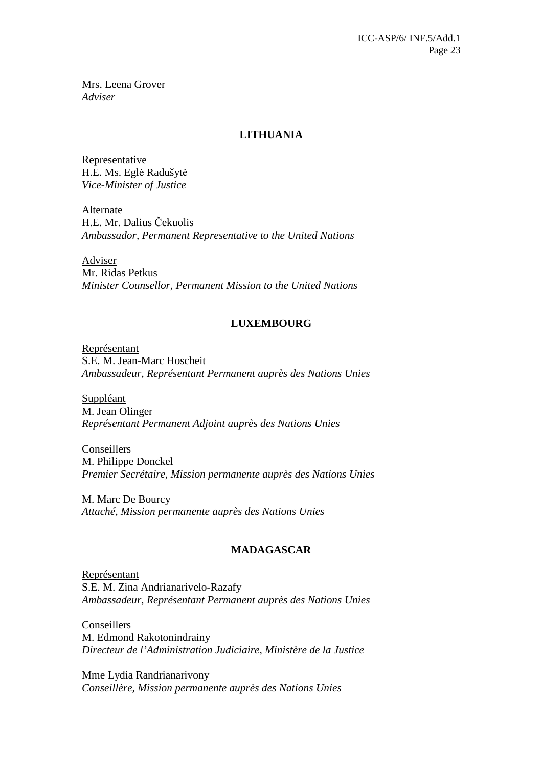Mrs. Leena Grover
*Adviser*

**LITHUANIA**

Representative
H.E. Ms. Eglė Radušytė
*Vice-Minister of Justice*

Alternate
H.E. Mr. Dalius Čekuolis
*Ambassador, Permanent Representative to the United Nations*

Adviser
Mr. Ridas Petkus
*Minister Counsellor, Permanent Mission to the United Nations*

**LUXEMBOURG**

Représentant
S.E. M. Jean-Marc Hoscheit
*Ambassadeur, Représentant Permanent auprès des Nations Unies*

Suppléant
M. Jean Olinger
*Représentant Permanent Adjoint auprès des Nations Unies*

Conseillers
M. Philippe Donckel
*Premier Secrétaire, Mission permanente auprès des Nations Unies*

M. Marc De Bourcy
*Attaché, Mission permanente auprès des Nations Unies*

**MADAGASCAR**

Représentant
S.E. M. Zina Andrianarivelo-Razafy
*Ambassadeur, Représentant Permanent auprès des Nations Unies*

Conseillers
M. Edmond Rakotonindrainy
*Directeur de l'Administration Judiciaire, Ministère de la Justice*

Mme Lydia Randrianarivony
*Conseillère, Mission permanente auprès des Nations Unies*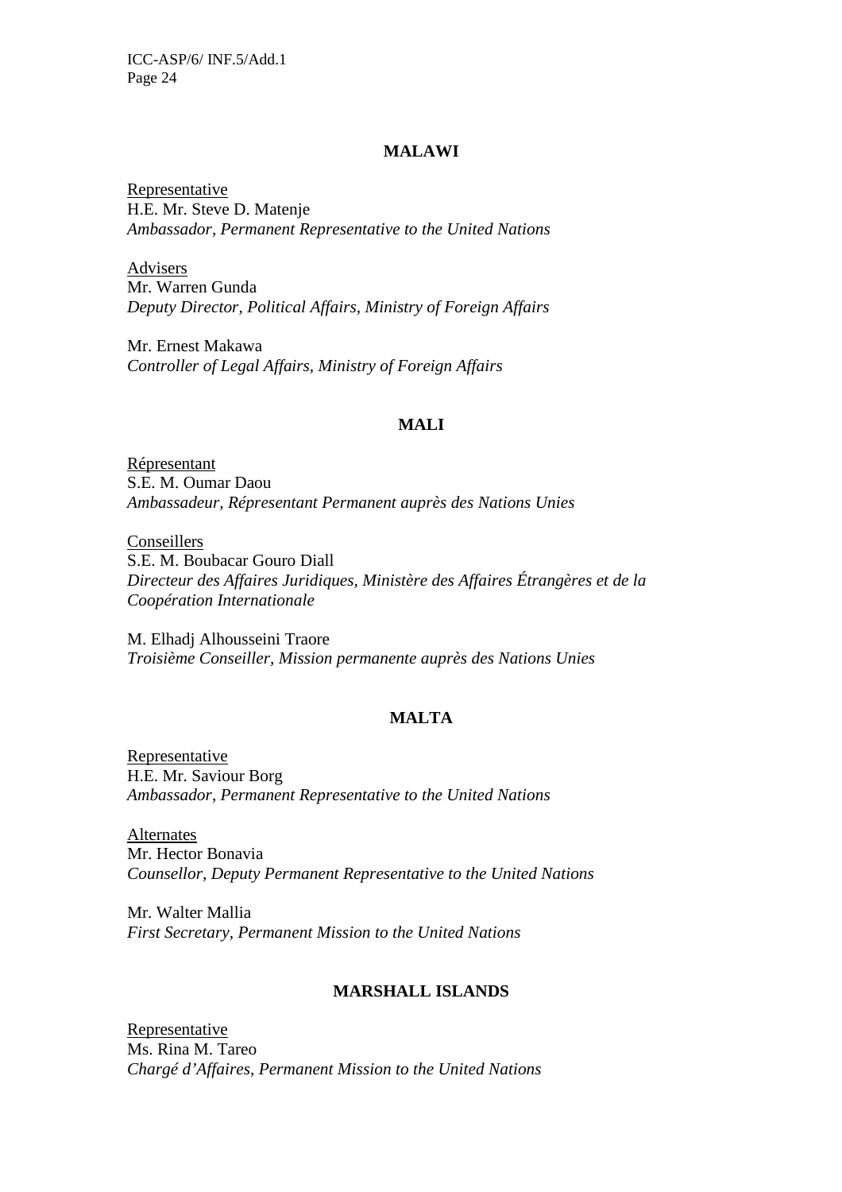## MALAWI

Representative
H.E. Mr. Steve D. Matenje
*Ambassador, Permanent Representative to the United Nations*

Advisers
Mr. Warren Gunda
*Deputy Director, Political Affairs, Ministry of Foreign Affairs*

Mr. Ernest Makawa
*Controller of Legal Affairs, Ministry of Foreign Affairs*

## MALI

Répresentant
S.E. M. Oumar Daou
*Ambassadeur, Répresentant Permanent auprès des Nations Unies*

Conseillers
S.E. M. Boubacar Gouro Diall
*Directeur des Affaires Juridiques, Ministère des Affaires Étrangères et de la Coopération Internationale*

M. Elhadj Alhousseini Traore
*Troisième Conseiller, Mission permanente auprès des Nations Unies*

## MALTA

Representative
H.E. Mr. Saviour Borg
*Ambassador, Permanent Representative to the United Nations*

Alternates
Mr. Hector Bonavia
*Counsellor, Deputy Permanent Representative to the United Nations*

Mr. Walter Mallia
*First Secretary, Permanent Mission to the United Nations*

## MARSHALL ISLANDS

Representative
Ms. Rina M. Tareo
*Chargé d'Affaires, Permanent Mission to the United Nations*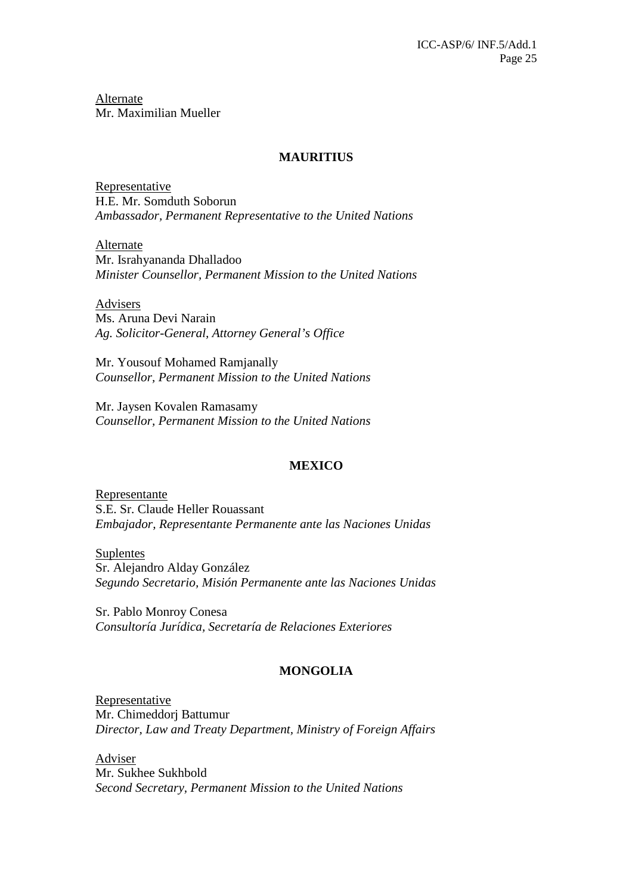Alternate
Mr. Maximilian Mueller

## MAURITIUS

Representative
H.E. Mr. Somduth Soborun
*Ambassador, Permanent Representative to the United Nations*

Alternate
Mr. Israhyananda Dhalladoo
*Minister Counsellor, Permanent Mission to the United Nations*

Advisers
Ms. Aruna Devi Narain
*Ag. Solicitor-General, Attorney General's Office*

Mr. Yousouf Mohamed Ramjanally
*Counsellor, Permanent Mission to the United Nations*

Mr. Jaysen Kovalen Ramasamy
*Counsellor, Permanent Mission to the United Nations*

## MEXICO

Representante
S.E. Sr. Claude Heller Rouassant
*Embajador, Representante Permanente ante las Naciones Unidas*

Suplentes
Sr. Alejandro Alday González
*Segundo Secretario, Misión Permanente ante las Naciones Unidas*

Sr. Pablo Monroy Conesa
*Consultoría Jurídica, Secretaría de Relaciones Exteriores*

## MONGOLIA

Representative
Mr. Chimeddorj Battumur
*Director, Law and Treaty Department, Ministry of Foreign Affairs*

Adviser
Mr. Sukhee Sukhbold
*Second Secretary, Permanent Mission to the United Nations*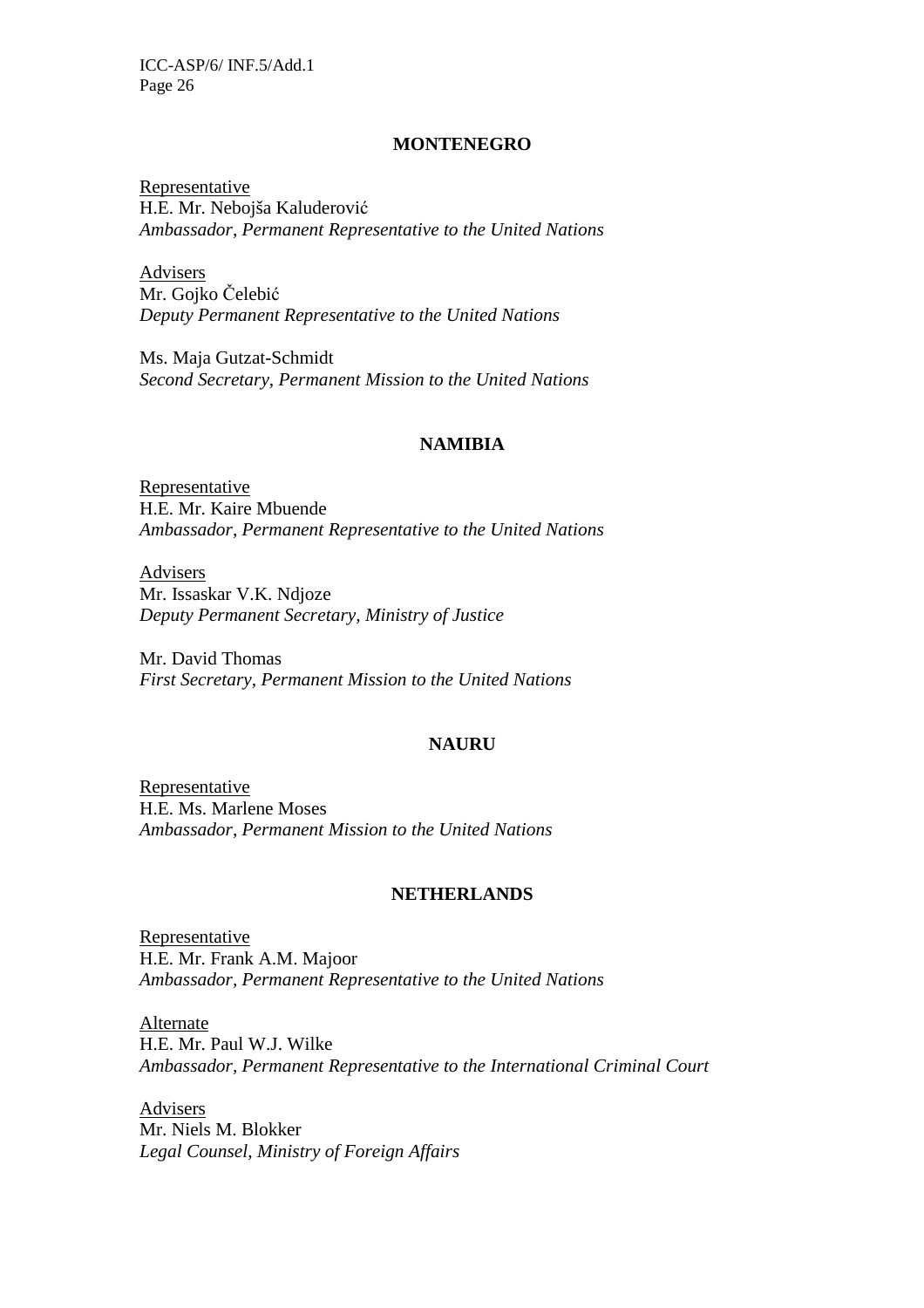**MONTENEGRO**

Representative
H.E. Mr. Nebojša Kaluderović
*Ambassador, Permanent Representative to the United Nations*

Advisers
Mr. Gojko Čelebić
*Deputy Permanent Representative to the United Nations*

Ms. Maja Gutzat-Schmidt
*Second Secretary, Permanent Mission to the United Nations*

**NAMIBIA**

Representative
H.E. Mr. Kaire Mbuende
*Ambassador, Permanent Representative to the United Nations*

Advisers
Mr. Issaskar V.K. Ndjoze
*Deputy Permanent Secretary, Ministry of Justice*

Mr. David Thomas
*First Secretary, Permanent Mission to the United Nations*

**NAURU**

Representative
H.E. Ms. Marlene Moses
*Ambassador, Permanent Mission to the United Nations*

**NETHERLANDS**

Representative
H.E. Mr. Frank A.M. Majoor
*Ambassador, Permanent Representative to the United Nations*

Alternate
H.E. Mr. Paul W.J. Wilke
*Ambassador, Permanent Representative to the International Criminal Court*

Advisers
Mr. Niels M. Blokker
*Legal Counsel, Ministry of Foreign Affairs*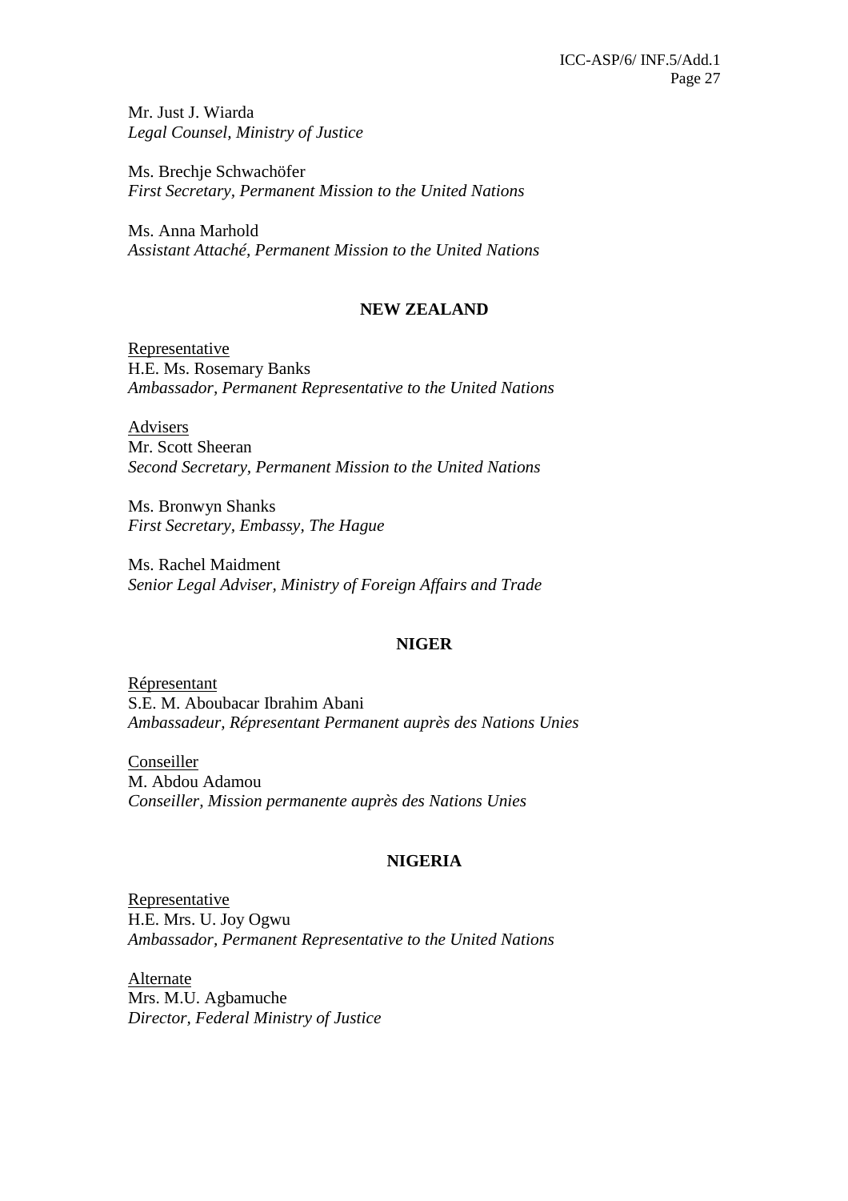Mr. Just J. Wiarda
*Legal Counsel, Ministry of Justice*

Ms. Brechje Schwachöfer
*First Secretary, Permanent Mission to the United Nations*

Ms. Anna Marhold
*Assistant Attaché, Permanent Mission to the United Nations*

**NEW ZEALAND**

Representative
H.E. Ms. Rosemary Banks
*Ambassador, Permanent Representative to the United Nations*

Advisers
Mr. Scott Sheeran
*Second Secretary, Permanent Mission to the United Nations*

Ms. Bronwyn Shanks
*First Secretary, Embassy, The Hague*

Ms. Rachel Maidment
*Senior Legal Adviser, Ministry of Foreign Affairs and Trade*

**NIGER**

Répresentant
S.E. M. Aboubacar Ibrahim Abani
*Ambassadeur, Répresentant Permanent auprès des Nations Unies*

Conseiller
M. Abdou Adamou
*Conseiller, Mission permanente auprès des Nations Unies*

**NIGERIA**

Representative
H.E. Mrs. U. Joy Ogwu
*Ambassador, Permanent Representative to the United Nations*

Alternate
Mrs. M.U. Agbamuche
*Director, Federal Ministry of Justice*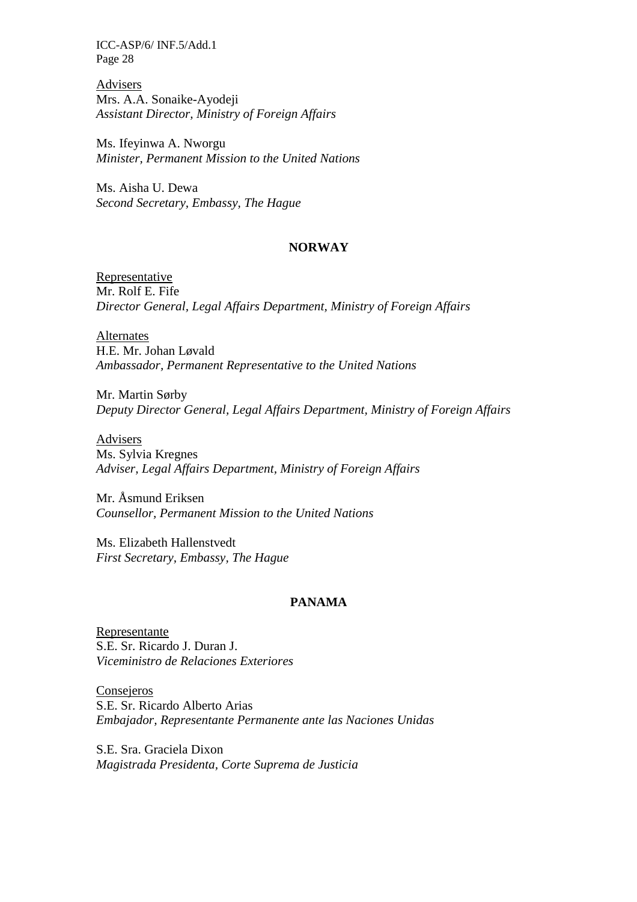<u>Advisers</u>
Mrs. A.A. Sonaike-Ayodeji
*Assistant Director, Ministry of Foreign Affairs*

Ms. Ifeyinwa A. Nworgu
*Minister, Permanent Mission to the United Nations*

Ms. Aisha U. Dewa
*Second Secretary, Embassy, The Hague*

## NORWAY

<u>Representative</u>
Mr. Rolf E. Fife
*Director General, Legal Affairs Department, Ministry of Foreign Affairs*

<u>Alternates</u>
H.E. Mr. Johan Løvald
*Ambassador, Permanent Representative to the United Nations*

Mr. Martin Sørby
*Deputy Director General, Legal Affairs Department, Ministry of Foreign Affairs*

<u>Advisers</u>
Ms. Sylvia Kregnes
*Adviser, Legal Affairs Department, Ministry of Foreign Affairs*

Mr. Åsmund Eriksen
*Counsellor, Permanent Mission to the United Nations*

Ms. Elizabeth Hallenstvedt
*First Secretary, Embassy, The Hague*

## PANAMA

<u>Representante</u>
S.E. Sr. Ricardo J. Duran J.
*Viceministro de Relaciones Exteriores*

<u>Consejeros</u>
S.E. Sr. Ricardo Alberto Arias
*Embajador, Representante Permanente ante las Naciones Unidas*

S.E. Sra. Graciela Dixon
*Magistrada Presidenta, Corte Suprema de Justicia*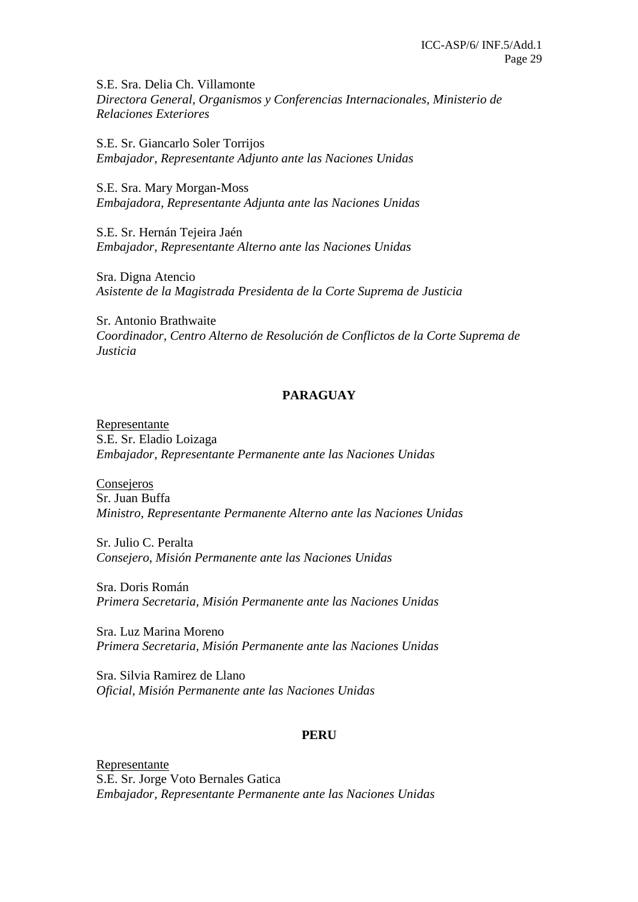S.E. Sra. Delia Ch. Villamonte
*Directora General, Organismos y Conferencias Internacionales, Ministerio de Relaciones Exteriores*

S.E. Sr. Giancarlo Soler Torrijos
*Embajador, Representante Adjunto ante las Naciones Unidas*

S.E. Sra. Mary Morgan-Moss
*Embajadora, Representante Adjunta ante las Naciones Unidas*

S.E. Sr. Hernán Tejeira Jaén
*Embajador, Representante Alterno ante las Naciones Unidas*

Sra. Digna Atencio
*Asistente de la Magistrada Presidenta de la Corte Suprema de Justicia*

Sr. Antonio Brathwaite
*Coordinador, Centro Alterno de Resolución de Conflictos de la Corte Suprema de Justicia*

## PARAGUAY

Representante
S.E. Sr. Eladio Loizaga
*Embajador, Representante Permanente ante las Naciones Unidas*

Consejeros
Sr. Juan Buffa
*Ministro, Representante Permanente Alterno ante las Naciones Unidas*

Sr. Julio C. Peralta
*Consejero, Misión Permanente ante las Naciones Unidas*

Sra. Doris Román
*Primera Secretaria, Misión Permanente ante las Naciones Unidas*

Sra. Luz Marina Moreno
*Primera Secretaria, Misión Permanente ante las Naciones Unidas*

Sra. Silvia Ramirez de Llano
*Oficial, Misión Permanente ante las Naciones Unidas*

## PERU

Representante
S.E. Sr. Jorge Voto Bernales Gatica
*Embajador, Representante Permanente ante las Naciones Unidas*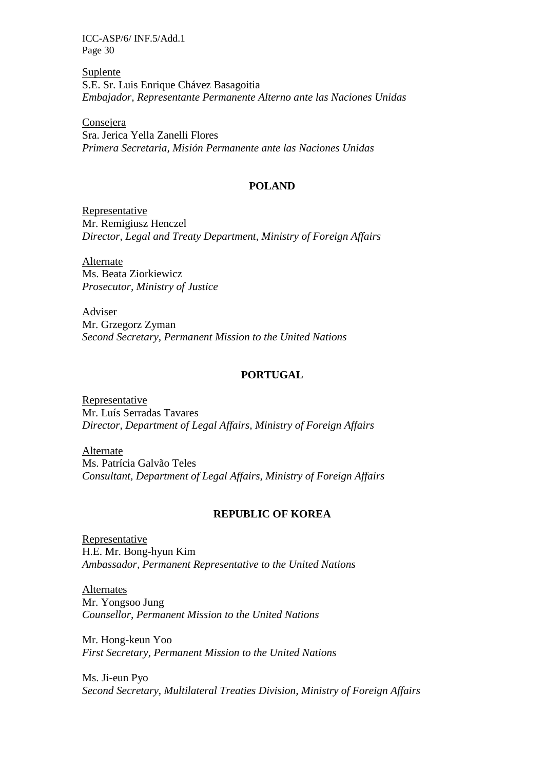Suplente
S.E. Sr. Luis Enrique Chávez Basagoitia
*Embajador, Representante Permanente Alterno ante las Naciones Unidas*

Consejera
Sra. Jerica Yella Zanelli Flores
*Primera Secretaria, Misión Permanente ante las Naciones Unidas*

## POLAND

Representative
Mr. Remigiusz Henczel
*Director, Legal and Treaty Department, Ministry of Foreign Affairs*

Alternate
Ms. Beata Ziorkiewicz
*Prosecutor, Ministry of Justice*

Adviser
Mr. Grzegorz Zyman
*Second Secretary, Permanent Mission to the United Nations*

## PORTUGAL

Representative
Mr. Luís Serradas Tavares
*Director, Department of Legal Affairs, Ministry of Foreign Affairs*

Alternate
Ms. Patrícia Galvão Teles
*Consultant, Department of Legal Affairs, Ministry of Foreign Affairs*

## REPUBLIC OF KOREA

Representative
H.E. Mr. Bong-hyun Kim
*Ambassador, Permanent Representative to the United Nations*

Alternates
Mr. Yongsoo Jung
*Counsellor, Permanent Mission to the United Nations*

Mr. Hong-keun Yoo
*First Secretary, Permanent Mission to the United Nations*

Ms. Ji-eun Pyo
*Second Secretary, Multilateral Treaties Division, Ministry of Foreign Affairs*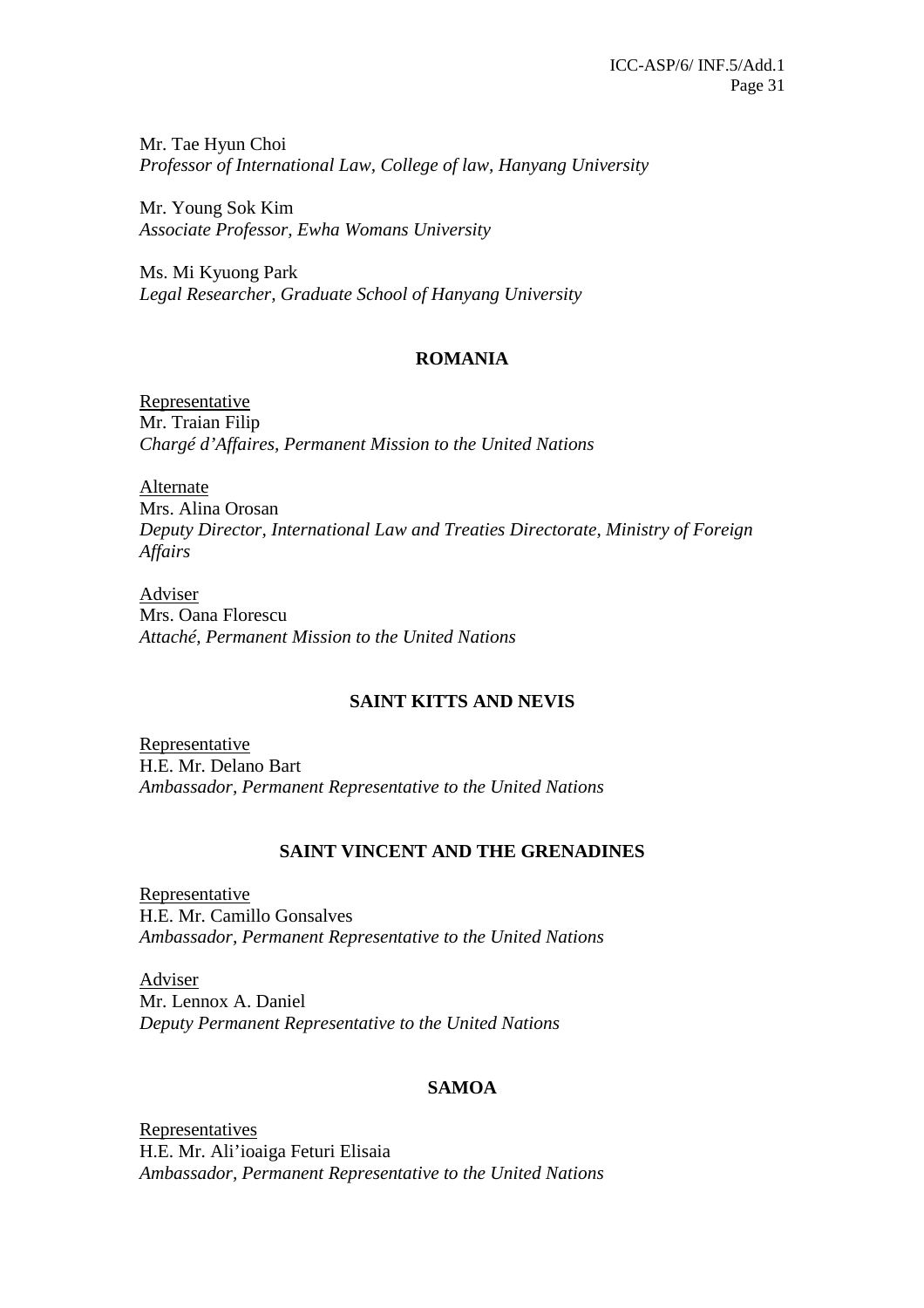Mr. Tae Hyun Choi
*Professor of International Law, College of law, Hanyang University*

Mr. Young Sok Kim
*Associate Professor, Ewha Womans University*

Ms. Mi Kyuong Park
*Legal Researcher, Graduate School of Hanyang University*

## ROMANIA

Representative
Mr. Traian Filip
*Chargé d'Affaires, Permanent Mission to the United Nations*

Alternate
Mrs. Alina Orosan
*Deputy Director, International Law and Treaties Directorate, Ministry of Foreign Affairs*

Adviser
Mrs. Oana Florescu
*Attaché, Permanent Mission to the United Nations*

## SAINT KITTS AND NEVIS

Representative
H.E. Mr. Delano Bart
*Ambassador, Permanent Representative to the United Nations*

## SAINT VINCENT AND THE GRENADINES

Representative
H.E. Mr. Camillo Gonsalves
*Ambassador, Permanent Representative to the United Nations*

Adviser
Mr. Lennox A. Daniel
*Deputy Permanent Representative to the United Nations*

## SAMOA

Representatives
H.E. Mr. Ali'ioaiga Feturi Elisaia
*Ambassador, Permanent Representative to the United Nations*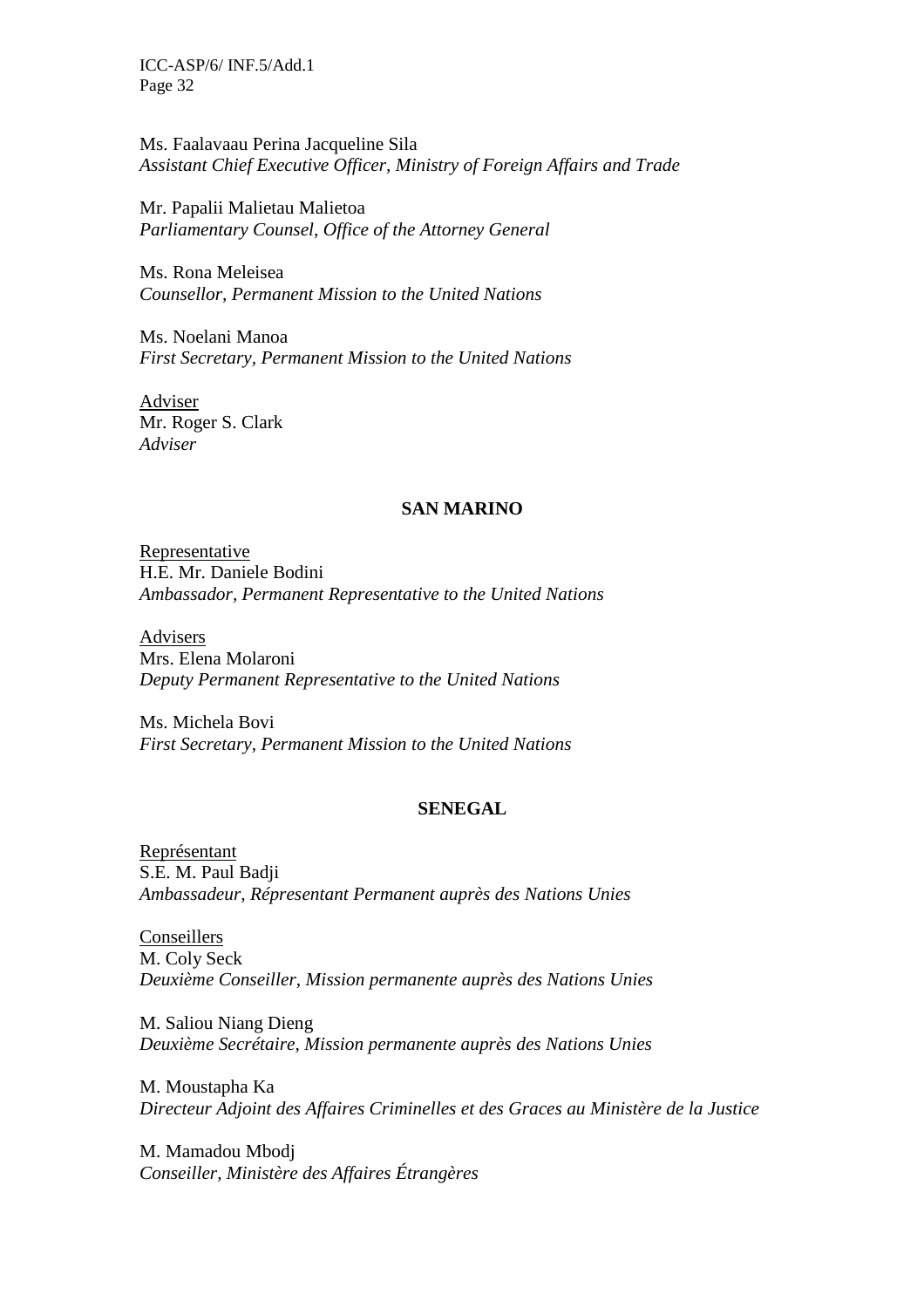Ms. Faalavaau Perina Jacqueline Sila
*Assistant Chief Executive Officer, Ministry of Foreign Affairs and Trade*

Mr. Papalii Malietau Malietoa
*Parliamentary Counsel, Office of the Attorney General*

Ms. Rona Meleisea
*Counsellor, Permanent Mission to the United Nations*

Ms. Noelani Manoa
*First Secretary, Permanent Mission to the United Nations*

Adviser
Mr. Roger S. Clark
*Adviser*

**SAN MARINO**

Representative
H.E. Mr. Daniele Bodini
*Ambassador, Permanent Representative to the United Nations*

Advisers
Mrs. Elena Molaroni
*Deputy Permanent Representative to the United Nations*

Ms. Michela Bovi
*First Secretary, Permanent Mission to the United Nations*

**SENEGAL**

Représentant
S.E. M. Paul Badji
*Ambassadeur, Répresentant Permanent auprès des Nations Unies*

Conseillers
M. Coly Seck
*Deuxième Conseiller, Mission permanente auprès des Nations Unies*

M. Saliou Niang Dieng
*Deuxième Secrétaire, Mission permanente auprès des Nations Unies*

M. Moustapha Ka
*Directeur Adjoint des Affaires Criminelles et des Graces au Ministère de la Justice*

M. Mamadou Mbodj
*Conseiller, Ministère des Affaires Étrangères*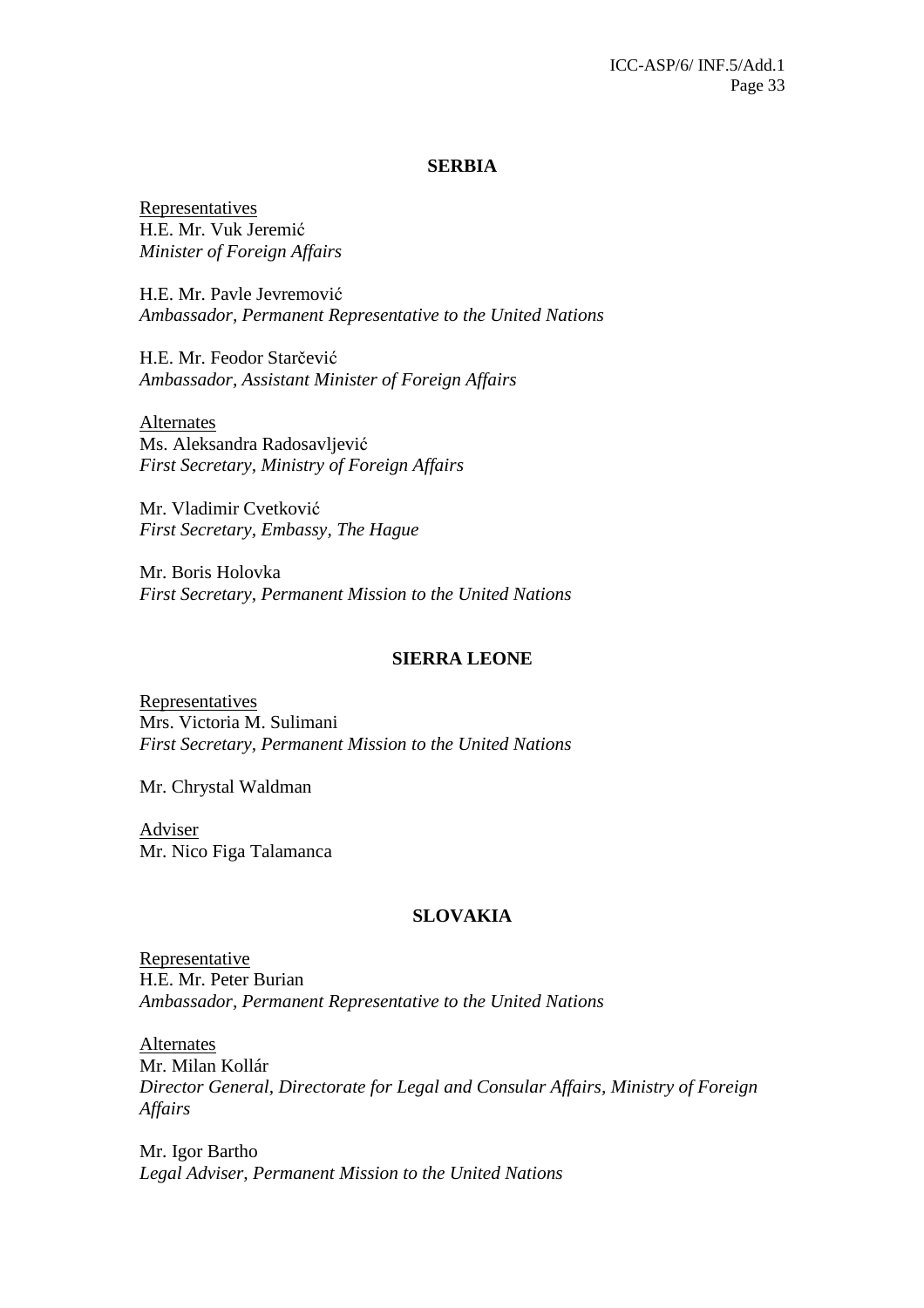## SERBIA

<u>Representatives</u>
H.E. Mr. Vuk Jeremić
*Minister of Foreign Affairs*

H.E. Mr. Pavle Jevremović
*Ambassador, Permanent Representative to the United Nations*

H.E. Mr. Feodor Starčević
*Ambassador, Assistant Minister of Foreign Affairs*

<u>Alternates</u>
Ms. Aleksandra Radosavljević
*First Secretary, Ministry of Foreign Affairs*

Mr. Vladimir Cvetković
*First Secretary, Embassy, The Hague*

Mr. Boris Holovka
*First Secretary, Permanent Mission to the United Nations*

## SIERRA LEONE

<u>Representatives</u>
Mrs. Victoria M. Sulimani
*First Secretary, Permanent Mission to the United Nations*

Mr. Chrystal Waldman

<u>Adviser</u>
Mr. Nico Figa Talamanca

## SLOVAKIA

<u>Representative</u>
H.E. Mr. Peter Burian
*Ambassador, Permanent Representative to the United Nations*

<u>Alternates</u>
Mr. Milan Kollár
*Director General, Directorate for Legal and Consular Affairs, Ministry of Foreign Affairs*

Mr. Igor Bartho
*Legal Adviser, Permanent Mission to the United Nations*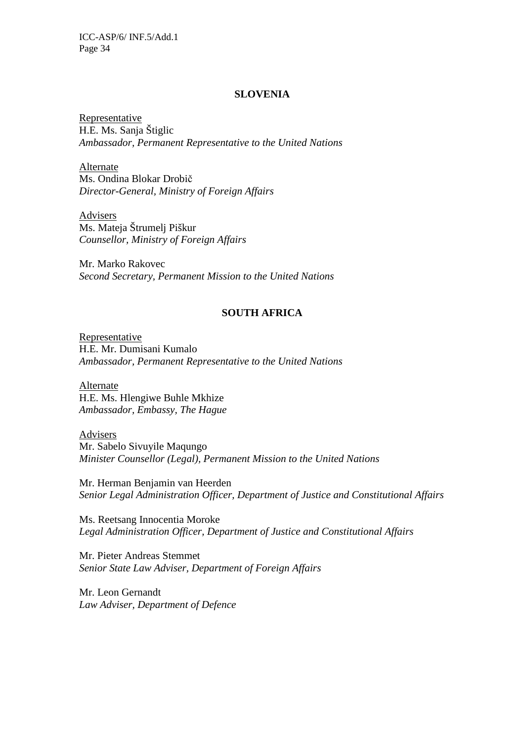## SLOVENIA

Representative
H.E. Ms. Sanja Štiglic
*Ambassador, Permanent Representative to the United Nations*

Alternate
Ms. Ondina Blokar Drobič
*Director-General, Ministry of Foreign Affairs*

Advisers
Ms. Mateja Štrumelj Piškur
*Counsellor, Ministry of Foreign Affairs*

Mr. Marko Rakovec
*Second Secretary, Permanent Mission to the United Nations*

## SOUTH AFRICA

Representative
H.E. Mr. Dumisani Kumalo
*Ambassador, Permanent Representative to the United Nations*

Alternate
H.E. Ms. Hlengiwe Buhle Mkhize
*Ambassador, Embassy, The Hague*

Advisers
Mr. Sabelo Sivuyile Maqungo
*Minister Counsellor (Legal), Permanent Mission to the United Nations*

Mr. Herman Benjamin van Heerden
*Senior Legal Administration Officer, Department of Justice and Constitutional Affairs*

Ms. Reetsang Innocentia Moroke
*Legal Administration Officer, Department of Justice and Constitutional Affairs*

Mr. Pieter Andreas Stemmet
*Senior State Law Adviser, Department of Foreign Affairs*

Mr. Leon Gernandt
*Law Adviser, Department of Defence*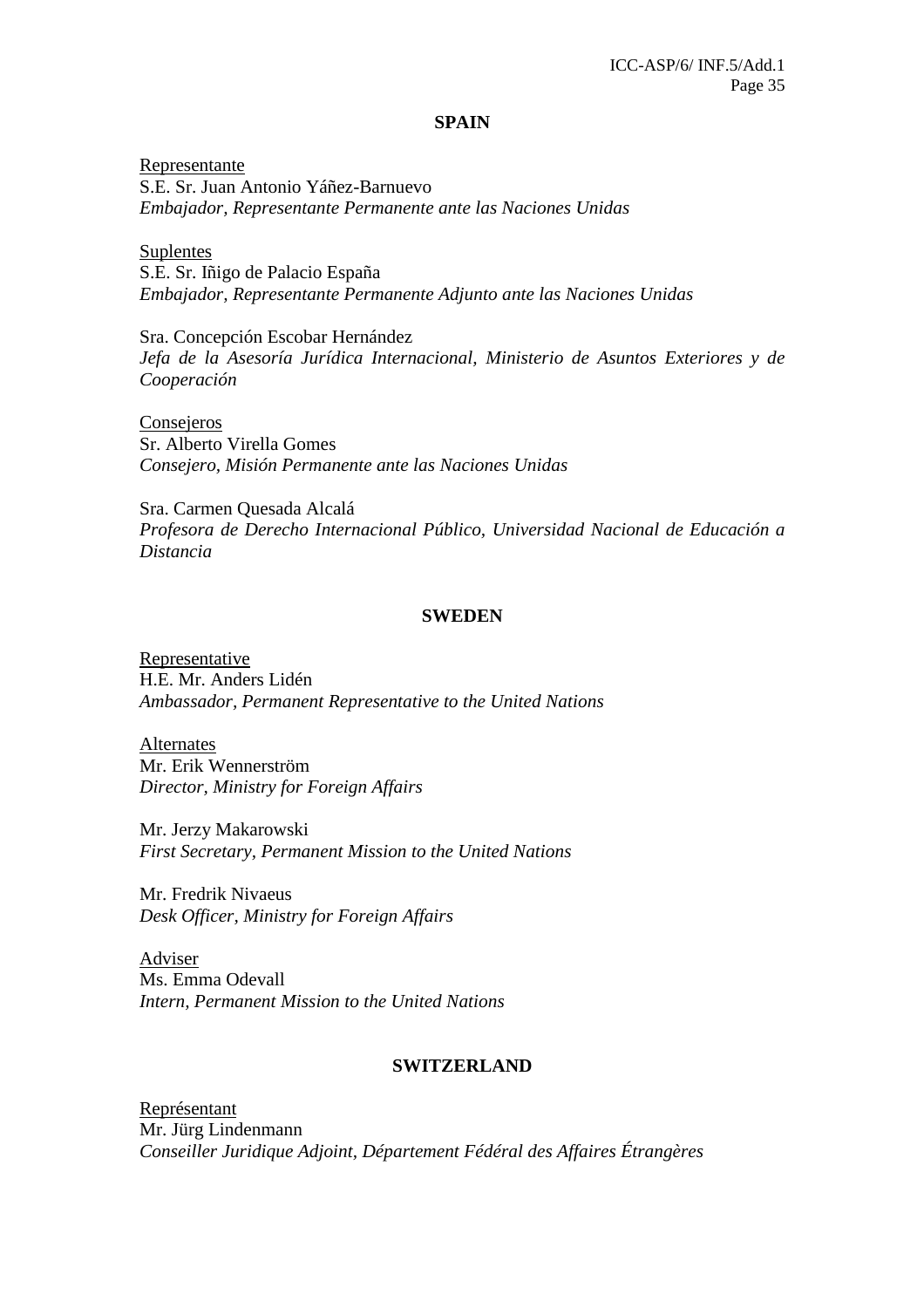**SPAIN**

Representante
S.E. Sr. Juan Antonio Yáñez-Barnuevo
*Embajador, Representante Permanente ante las Naciones Unidas*

Suplentes
S.E. Sr. Iñigo de Palacio España
*Embajador, Representante Permanente Adjunto ante las Naciones Unidas*

Sra. Concepción Escobar Hernández
*Jefa de la Asesoría Jurídica Internacional, Ministerio de Asuntos Exteriores y de Cooperación*

Consejeros
Sr. Alberto Virella Gomes
*Consejero, Misión Permanente ante las Naciones Unidas*

Sra. Carmen Quesada Alcalá
*Profesora de Derecho Internacional Público, Universidad Nacional de Educación a Distancia*

**SWEDEN**

Representative
H.E. Mr. Anders Lidén
*Ambassador, Permanent Representative to the United Nations*

Alternates
Mr. Erik Wennerström
*Director, Ministry for Foreign Affairs*

Mr. Jerzy Makarowski
*First Secretary, Permanent Mission to the United Nations*

Mr. Fredrik Nivaeus
*Desk Officer, Ministry for Foreign Affairs*

Adviser
Ms. Emma Odevall
*Intern, Permanent Mission to the United Nations*

**SWITZERLAND**

Représentant
Mr. Jürg Lindenmann
*Conseiller Juridique Adjoint, Département Fédéral des Affaires Étrangères*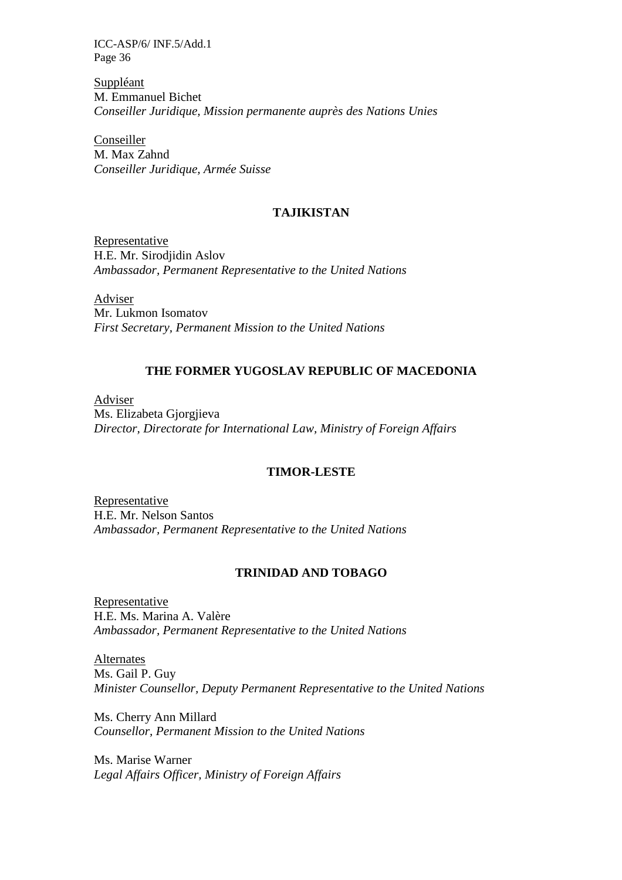Suppléant
M. Emmanuel Bichet
*Conseiller Juridique, Mission permanente auprès des Nations Unies*

Conseiller
M. Max Zahnd
*Conseiller Juridique, Armée Suisse*

**TAJIKISTAN**

Representative
H.E. Mr. Sirodjidin Aslov
*Ambassador, Permanent Representative to the United Nations*

Adviser
Mr. Lukmon Isomatov
*First Secretary, Permanent Mission to the United Nations*

**THE FORMER YUGOSLAV REPUBLIC OF MACEDONIA**

Adviser
Ms. Elizabeta Gjorgjieva
*Director, Directorate for International Law, Ministry of Foreign Affairs*

**TIMOR-LESTE**

Representative
H.E. Mr. Nelson Santos
*Ambassador, Permanent Representative to the United Nations*

**TRINIDAD AND TOBAGO**

Representative
H.E. Ms. Marina A. Valère
*Ambassador, Permanent Representative to the United Nations*

Alternates
Ms. Gail P. Guy
*Minister Counsellor, Deputy Permanent Representative to the United Nations*

Ms. Cherry Ann Millard
*Counsellor, Permanent Mission to the United Nations*

Ms. Marise Warner
*Legal Affairs Officer, Ministry of Foreign Affairs*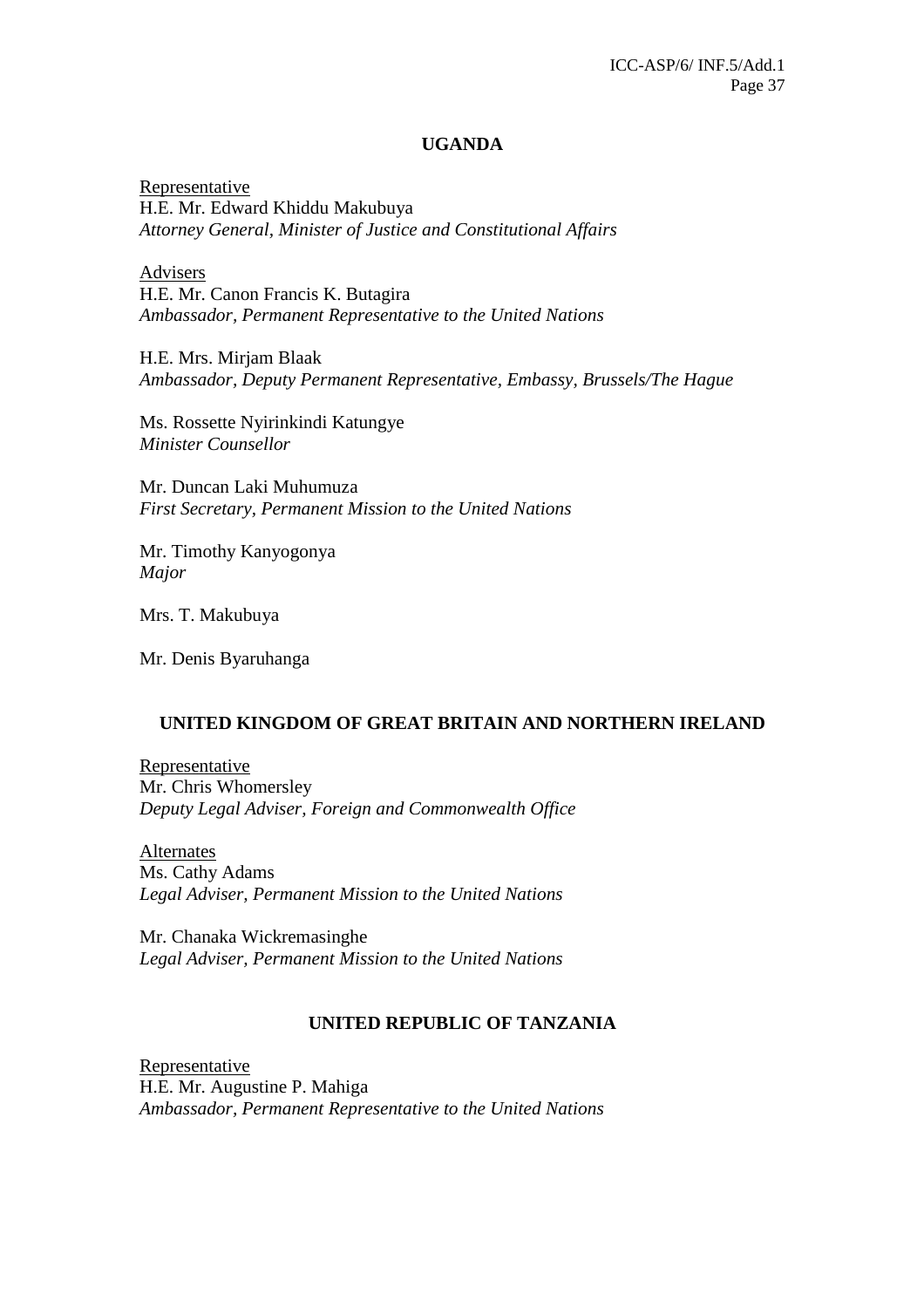## UGANDA

Representative
H.E. Mr. Edward Khiddu Makubuya
*Attorney General, Minister of Justice and Constitutional Affairs*

Advisers
H.E. Mr. Canon Francis K. Butagira
*Ambassador, Permanent Representative to the United Nations*

H.E. Mrs. Mirjam Blaak
*Ambassador, Deputy Permanent Representative, Embassy, Brussels/The Hague*

Ms. Rossette Nyirinkindi Katungye
*Minister Counsellor*

Mr. Duncan Laki Muhumuza
*First Secretary, Permanent Mission to the United Nations*

Mr. Timothy Kanyogonya
*Major*

Mrs. T. Makubuya

Mr. Denis Byaruhanga

## UNITED KINGDOM OF GREAT BRITAIN AND NORTHERN IRELAND

Representative
Mr. Chris Whomersley
*Deputy Legal Adviser, Foreign and Commonwealth Office*

Alternates
Ms. Cathy Adams
*Legal Adviser, Permanent Mission to the United Nations*

Mr. Chanaka Wickremasinghe
*Legal Adviser, Permanent Mission to the United Nations*

## UNITED REPUBLIC OF TANZANIA

Representative
H.E. Mr. Augustine P. Mahiga
*Ambassador, Permanent Representative to the United Nations*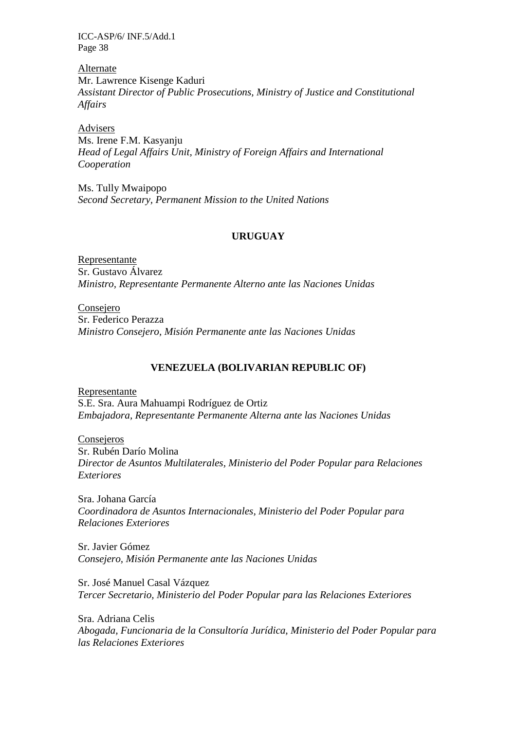Alternate
Mr. Lawrence Kisenge Kaduri
*Assistant Director of Public Prosecutions, Ministry of Justice and Constitutional Affairs*

Advisers
Ms. Irene F.M. Kasyanju
*Head of Legal Affairs Unit, Ministry of Foreign Affairs and International Cooperation*

Ms. Tully Mwaipopo
*Second Secretary, Permanent Mission to the United Nations*

## URUGUAY

Representante
Sr. Gustavo Álvarez
*Ministro, Representante Permanente Alterno ante las Naciones Unidas*

Consejero
Sr. Federico Perazza
*Ministro Consejero, Misión Permanente ante las Naciones Unidas*

## VENEZUELA (BOLIVARIAN REPUBLIC OF)

Representante
S.E. Sra. Aura Mahuampi Rodríguez de Ortiz
*Embajadora, Representante Permanente Alterna ante las Naciones Unidas*

Consejeros
Sr. Rubén Darío Molina
*Director de Asuntos Multilaterales, Ministerio del Poder Popular para Relaciones Exteriores*

Sra. Johana García
*Coordinadora de Asuntos Internacionales, Ministerio del Poder Popular para Relaciones Exteriores*

Sr. Javier Gómez
*Consejero, Misión Permanente ante las Naciones Unidas*

Sr. José Manuel Casal Vázquez
*Tercer Secretario, Ministerio del Poder Popular para las Relaciones Exteriores*

Sra. Adriana Celis
*Abogada, Funcionaria de la Consultoría Jurídica, Ministerio del Poder Popular para las Relaciones Exteriores*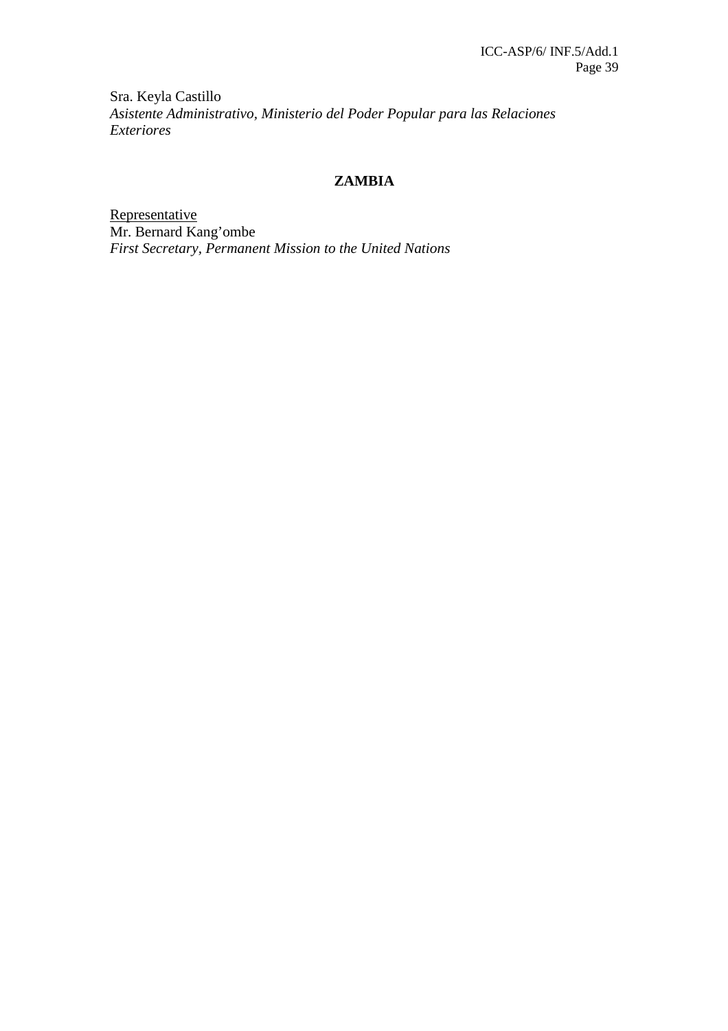Sra. Keyla Castillo
*Asistente Administrativo, Ministerio del Poder Popular para las Relaciones Exteriores*

## ZAMBIA

Representative
Mr. Bernard Kang'ombe
*First Secretary, Permanent Mission to the United Nations*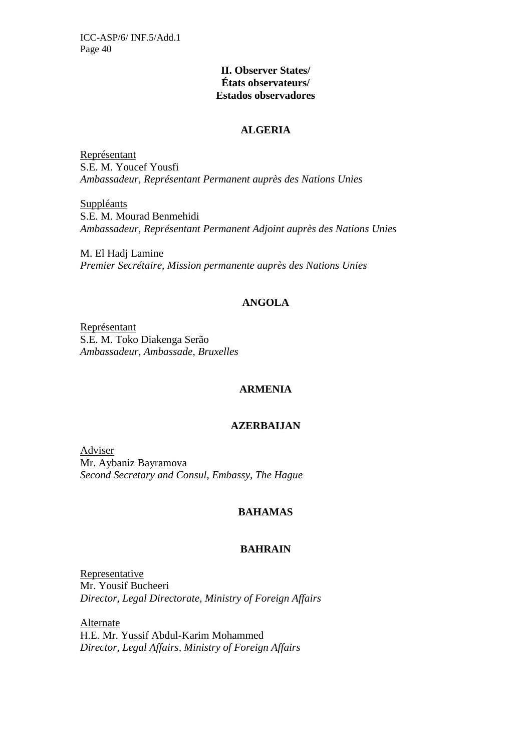## II. Observer States/
## États observateurs/
## Estados observadores

### ALGERIA

Représentant
S.E. M. Youcef Yousfi
*Ambassadeur, Représentant Permanent auprès des Nations Unies*

Suppléants
S.E. M. Mourad Benmehidi
*Ambassadeur, Représentant Permanent Adjoint auprès des Nations Unies*

M. El Hadj Lamine
*Premier Secrétaire, Mission permanente auprès des Nations Unies*

### ANGOLA

Représentant
S.E. M. Toko Diakenga Serão
*Ambassadeur, Ambassade, Bruxelles*

### ARMENIA

### AZERBAIJAN

Adviser
Mr. Aybaniz Bayramova
*Second Secretary and Consul, Embassy, The Hague*

### BAHAMAS

### BAHRAIN

Representative
Mr. Yousif Bucheeri
*Director, Legal Directorate, Ministry of Foreign Affairs*

Alternate
H.E. Mr. Yussif Abdul-Karim Mohammed
*Director, Legal Affairs, Ministry of Foreign Affairs*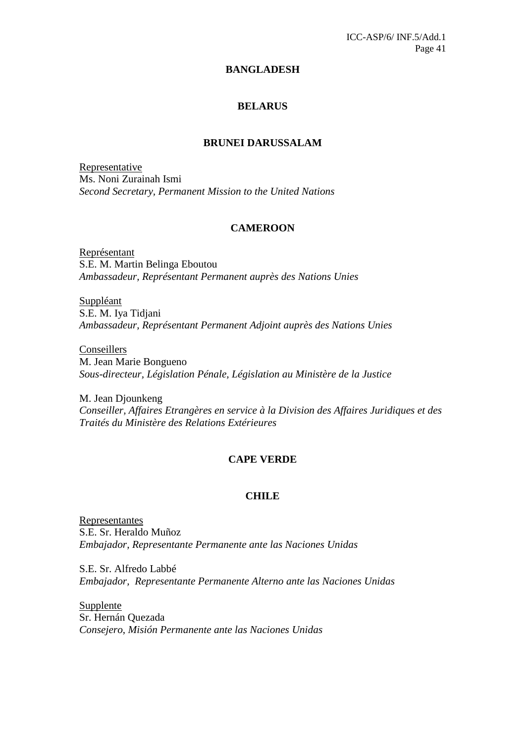**BANGLADESH**

**BELARUS**

**BRUNEI DARUSSALAM**

Representative
Ms. Noni Zurainah Ismi
*Second Secretary, Permanent Mission to the United Nations*

**CAMEROON**

Représentant
S.E. M. Martin Belinga Eboutou
*Ambassadeur, Représentant Permanent auprès des Nations Unies*

Suppléant
S.E. M. Iya Tidjani
*Ambassadeur, Représentant Permanent Adjoint auprès des Nations Unies*

Conseillers
M. Jean Marie Bongueno
*Sous-directeur, Législation Pénale, Législation au Ministère de la Justice*

M. Jean Djounkeng
*Conseiller, Affaires Etrangères en service à la Division des Affaires Juridiques et des Traités du Ministère des Relations Extérieures*

**CAPE VERDE**

**CHILE**

Representantes
S.E. Sr. Heraldo Muñoz
*Embajador, Representante Permanente ante las Naciones Unidas*

S.E. Sr. Alfredo Labbé
*Embajador, Representante Permanente Alterno ante las Naciones Unidas*

Supplente
Sr. Hernán Quezada
*Consejero, Misión Permanente ante las Naciones Unidas*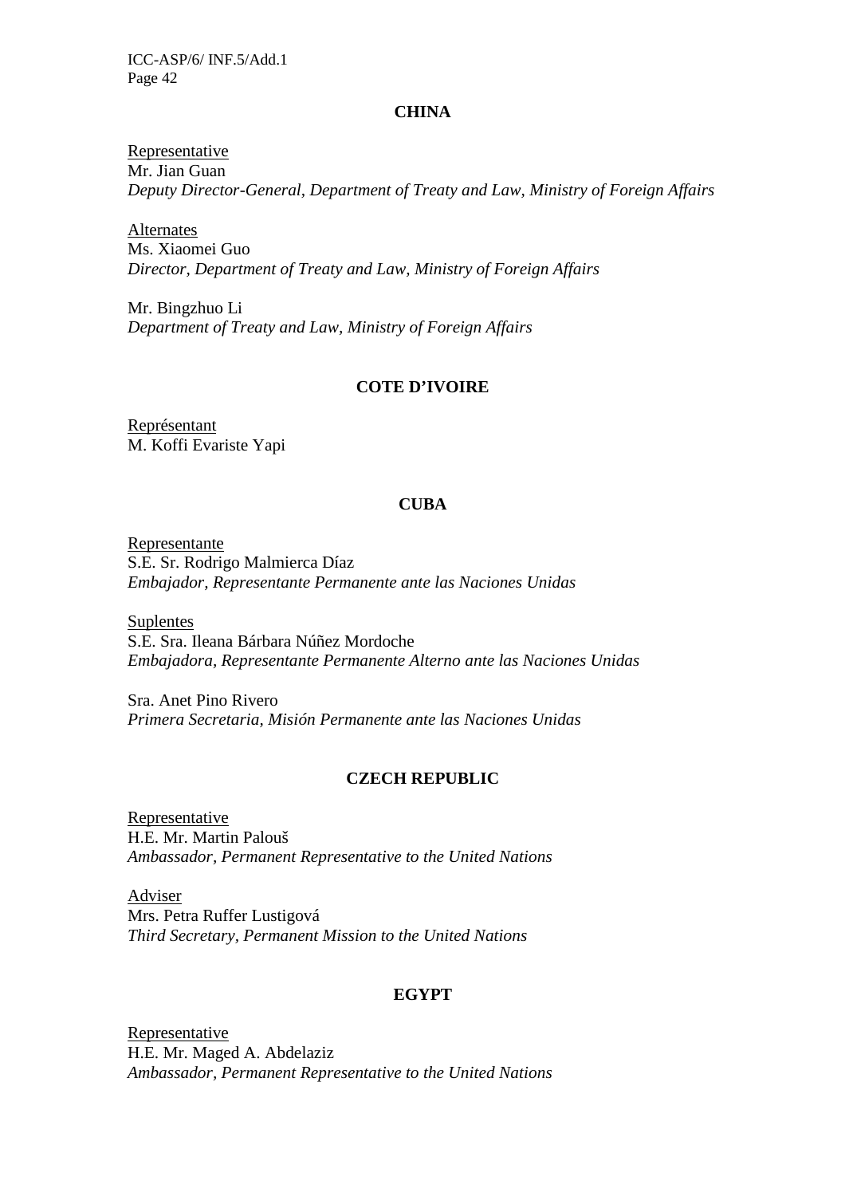### CHINA

Representative
Mr. Jian Guan
*Deputy Director-General, Department of Treaty and Law, Ministry of Foreign Affairs*

Alternates
Ms. Xiaomei Guo
*Director, Department of Treaty and Law, Ministry of Foreign Affairs*

Mr. Bingzhuo Li
*Department of Treaty and Law, Ministry of Foreign Affairs*

### COTE D'IVOIRE

Représentant
M. Koffi Evariste Yapi

### CUBA

Representante
S.E. Sr. Rodrigo Malmierca Díaz
*Embajador, Representante Permanente ante las Naciones Unidas*

Suplentes
S.E. Sra. Ileana Bárbara Núñez Mordoche
*Embajadora, Representante Permanente Alterno ante las Naciones Unidas*

Sra. Anet Pino Rivero
*Primera Secretaria, Misión Permanente ante las Naciones Unidas*

### CZECH REPUBLIC

Representative
H.E. Mr. Martin Palouš
*Ambassador, Permanent Representative to the United Nations*

Adviser
Mrs. Petra Ruffer Lustigová
*Third Secretary, Permanent Mission to the United Nations*

### EGYPT

Representative
H.E. Mr. Maged A. Abdelaziz
*Ambassador, Permanent Representative to the United Nations*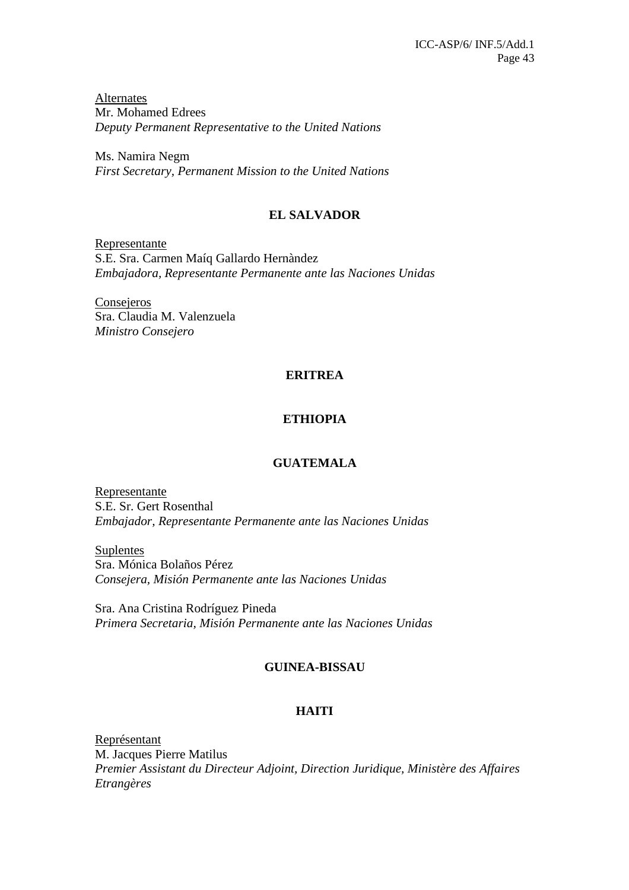Alternates
Mr. Mohamed Edrees
*Deputy Permanent Representative to the United Nations*

Ms. Namira Negm
*First Secretary, Permanent Mission to the United Nations*

**EL SALVADOR**

Representante
S.E. Sra. Carmen Maíq Gallardo Hernàndez
*Embajadora, Representante Permanente ante las Naciones Unidas*

Consejeros
Sra. Claudia M. Valenzuela
*Ministro Consejero*

**ERITREA**

**ETHIOPIA**

**GUATEMALA**

Representante
S.E. Sr. Gert Rosenthal
*Embajador, Representante Permanente ante las Naciones Unidas*

Suplentes
Sra. Mónica Bolaños Pérez
*Consejera, Misión Permanente ante las Naciones Unidas*

Sra. Ana Cristina Rodríguez Pineda
*Primera Secretaria, Misión Permanente ante las Naciones Unidas*

**GUINEA-BISSAU**

**HAITI**

Représentant
M. Jacques Pierre Matilus
*Premier Assistant du Directeur Adjoint, Direction Juridique, Ministère des Affaires Etrangères*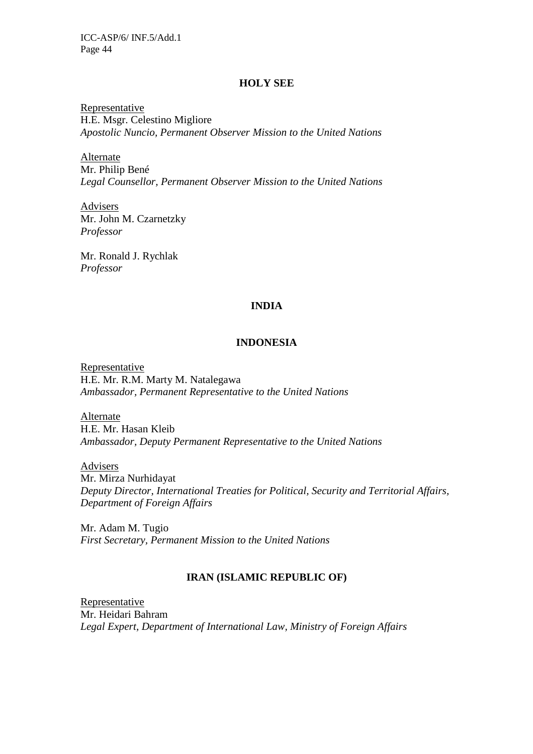## HOLY SEE

Representative
H.E. Msgr. Celestino Migliore
*Apostolic Nuncio, Permanent Observer Mission to the United Nations*

Alternate
Mr. Philip Bené
*Legal Counsellor, Permanent Observer Mission to the United Nations*

Advisers
Mr. John M. Czarnetzky
*Professor*

Mr. Ronald J. Rychlak
*Professor*

## INDIA

## INDONESIA

Representative
H.E. Mr. R.M. Marty M. Natalegawa
*Ambassador, Permanent Representative to the United Nations*

Alternate
H.E. Mr. Hasan Kleib
*Ambassador, Deputy Permanent Representative to the United Nations*

Advisers
Mr. Mirza Nurhidayat
*Deputy Director, International Treaties for Political, Security and Territorial Affairs, Department of Foreign Affairs*

Mr. Adam M. Tugio
*First Secretary, Permanent Mission to the United Nations*

## IRAN (ISLAMIC REPUBLIC OF)

Representative
Mr. Heidari Bahram
*Legal Expert, Department of International Law, Ministry of Foreign Affairs*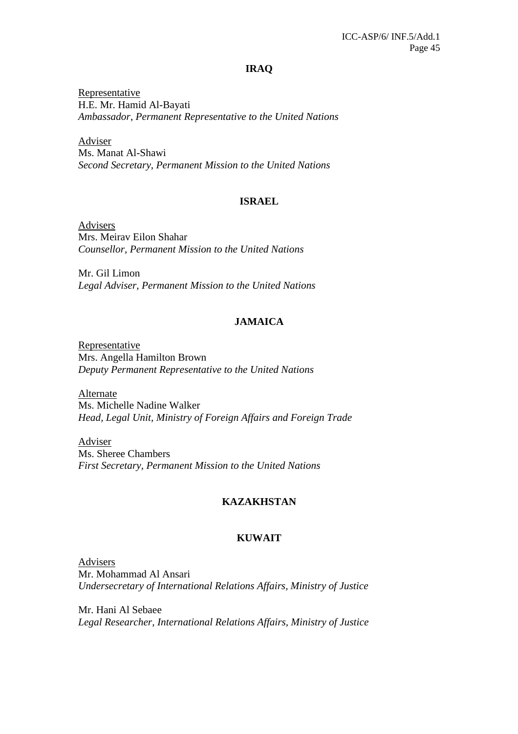## IRAQ

Representative
H.E. Mr. Hamid Al-Bayati
*Ambassador, Permanent Representative to the United Nations*

Adviser
Ms. Manat Al-Shawi
*Second Secretary, Permanent Mission to the United Nations*

## ISRAEL

Advisers
Mrs. Meirav Eilon Shahar
*Counsellor, Permanent Mission to the United Nations*

Mr. Gil Limon
*Legal Adviser, Permanent Mission to the United Nations*

## JAMAICA

Representative
Mrs. Angella Hamilton Brown
*Deputy Permanent Representative to the United Nations*

Alternate
Ms. Michelle Nadine Walker
*Head, Legal Unit, Ministry of Foreign Affairs and Foreign Trade*

Adviser
Ms. Sheree Chambers
*First Secretary, Permanent Mission to the United Nations*

## KAZAKHSTAN

## KUWAIT

Advisers
Mr. Mohammad Al Ansari
*Undersecretary of International Relations Affairs, Ministry of Justice*

Mr. Hani Al Sebaee
*Legal Researcher, International Relations Affairs, Ministry of Justice*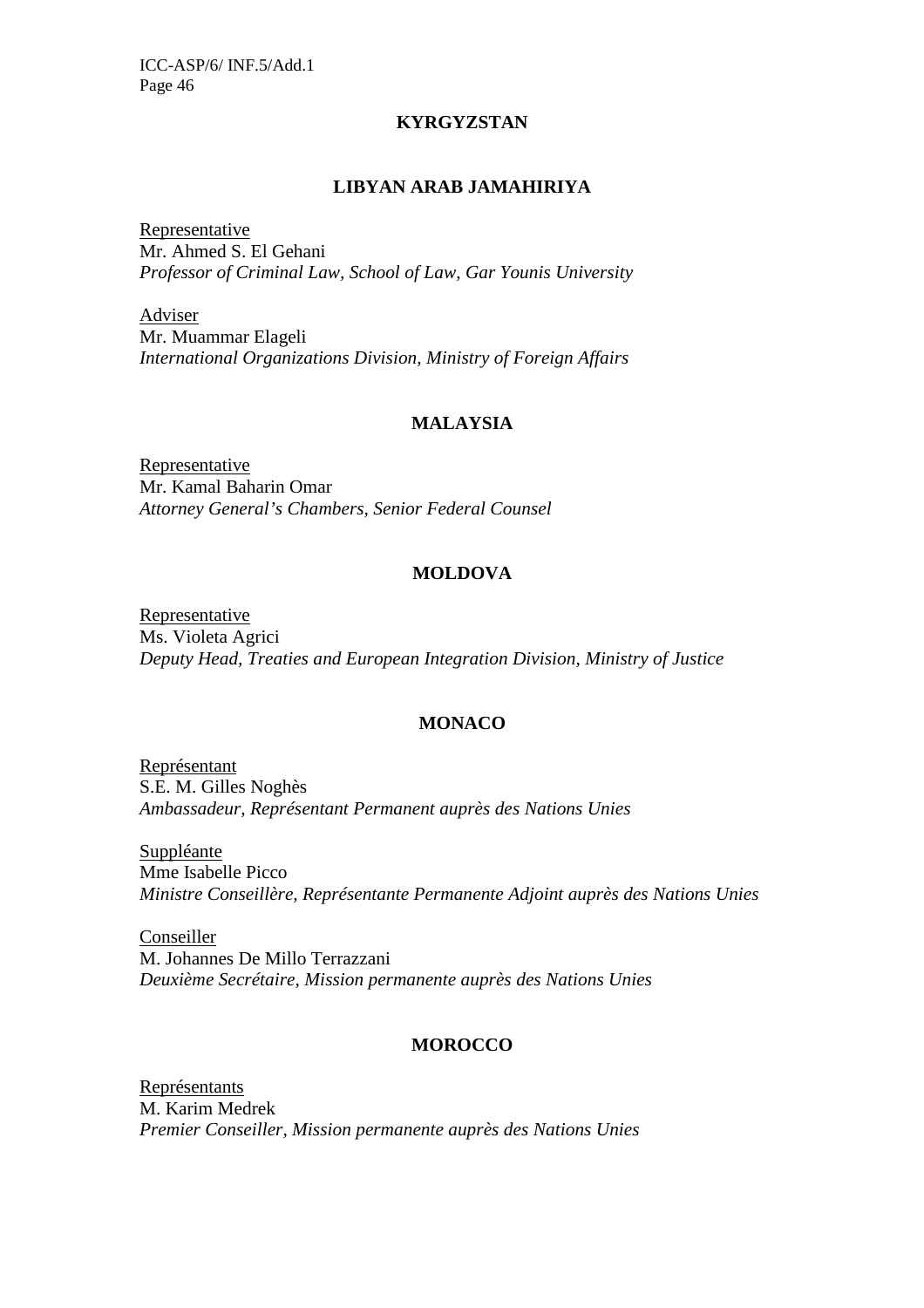**KYRGYZSTAN**

**LIBYAN ARAB JAMAHIRIYA**

Representative
Mr. Ahmed S. El Gehani
*Professor of Criminal Law, School of Law, Gar Younis University*

Adviser
Mr. Muammar Elageli
*International Organizations Division, Ministry of Foreign Affairs*

**MALAYSIA**

Representative
Mr. Kamal Baharin Omar
*Attorney General's Chambers, Senior Federal Counsel*

**MOLDOVA**

Representative
Ms. Violeta Agrici
*Deputy Head, Treaties and European Integration Division, Ministry of Justice*

**MONACO**

Représentant
S.E. M. Gilles Noghès
*Ambassadeur, Représentant Permanent auprès des Nations Unies*

Suppléante
Mme Isabelle Picco
*Ministre Conseillère, Représentante Permanente Adjoint auprès des Nations Unies*

Conseiller
M. Johannes De Millo Terrazzani
*Deuxième Secrétaire, Mission permanente auprès des Nations Unies*

**MOROCCO**

Représentants
M. Karim Medrek
*Premier Conseiller, Mission permanente auprès des Nations Unies*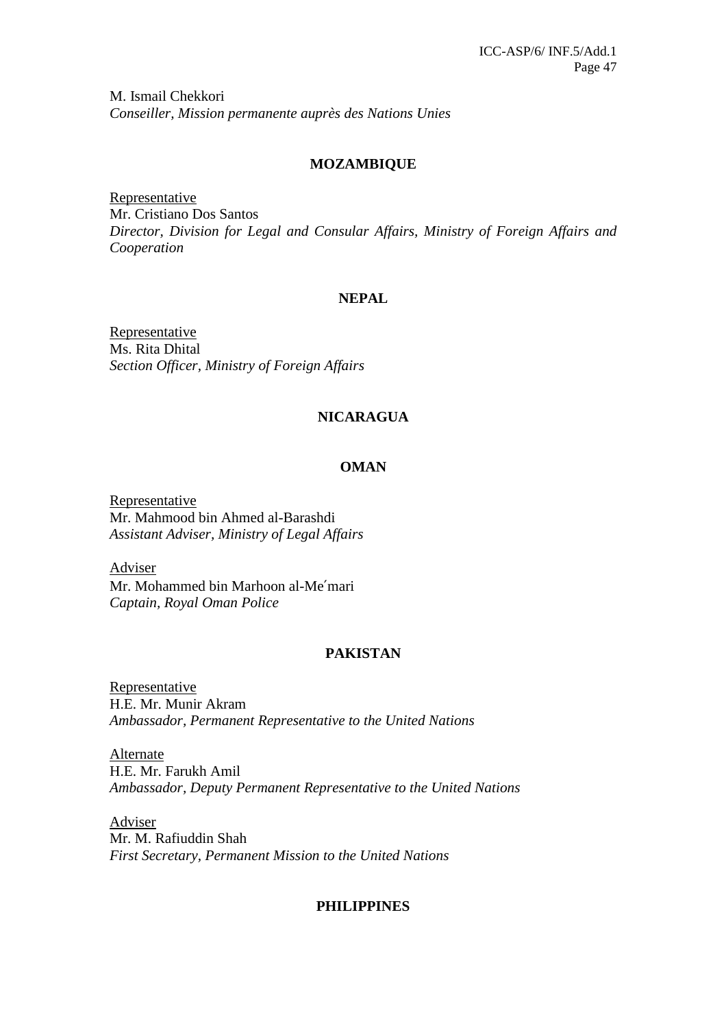M. Ismail Chekkori
*Conseiller, Mission permanente auprès des Nations Unies*

**MOZAMBIQUE**

Representative
Mr. Cristiano Dos Santos
*Director, Division for Legal and Consular Affairs, Ministry of Foreign Affairs and Cooperation*

**NEPAL**

Representative
Ms. Rita Dhital
*Section Officer, Ministry of Foreign Affairs*

**NICARAGUA**

**OMAN**

Representative
Mr. Mahmood bin Ahmed al-Barashdi
*Assistant Adviser, Ministry of Legal Affairs*

Adviser
Mr. Mohammed bin Marhoon al-Me´mari
*Captain, Royal Oman Police*

**PAKISTAN**

Representative
H.E. Mr. Munir Akram
*Ambassador, Permanent Representative to the United Nations*

Alternate
H.E. Mr. Farukh Amil
*Ambassador, Deputy Permanent Representative to the United Nations*

Adviser
Mr. M. Rafiuddin Shah
*First Secretary, Permanent Mission to the United Nations*

**PHILIPPINES**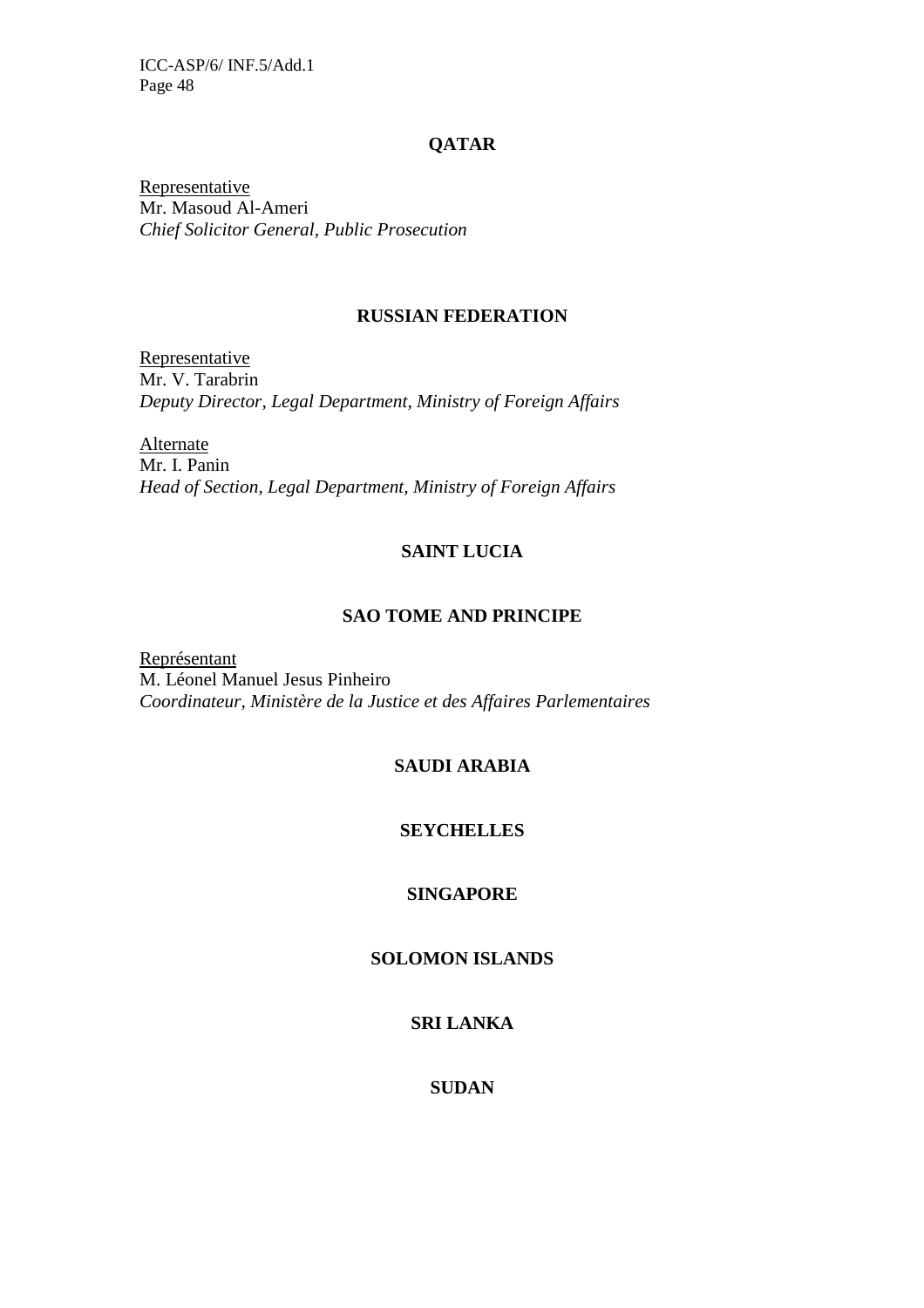**QATAR**

Representative
Mr. Masoud Al-Ameri
*Chief Solicitor General, Public Prosecution*

**RUSSIAN FEDERATION**

Representative
Mr. V. Tarabrin
*Deputy Director, Legal Department, Ministry of Foreign Affairs*

Alternate
Mr. I. Panin
*Head of Section, Legal Department, Ministry of Foreign Affairs*

**SAINT LUCIA**

**SAO TOME AND PRINCIPE**

Représentant
M. Léonel Manuel Jesus Pinheiro
*Coordinateur, Ministère de la Justice et des Affaires Parlementaires*

**SAUDI ARABIA**

**SEYCHELLES**

**SINGAPORE**

**SOLOMON ISLANDS**

**SRI LANKA**

**SUDAN**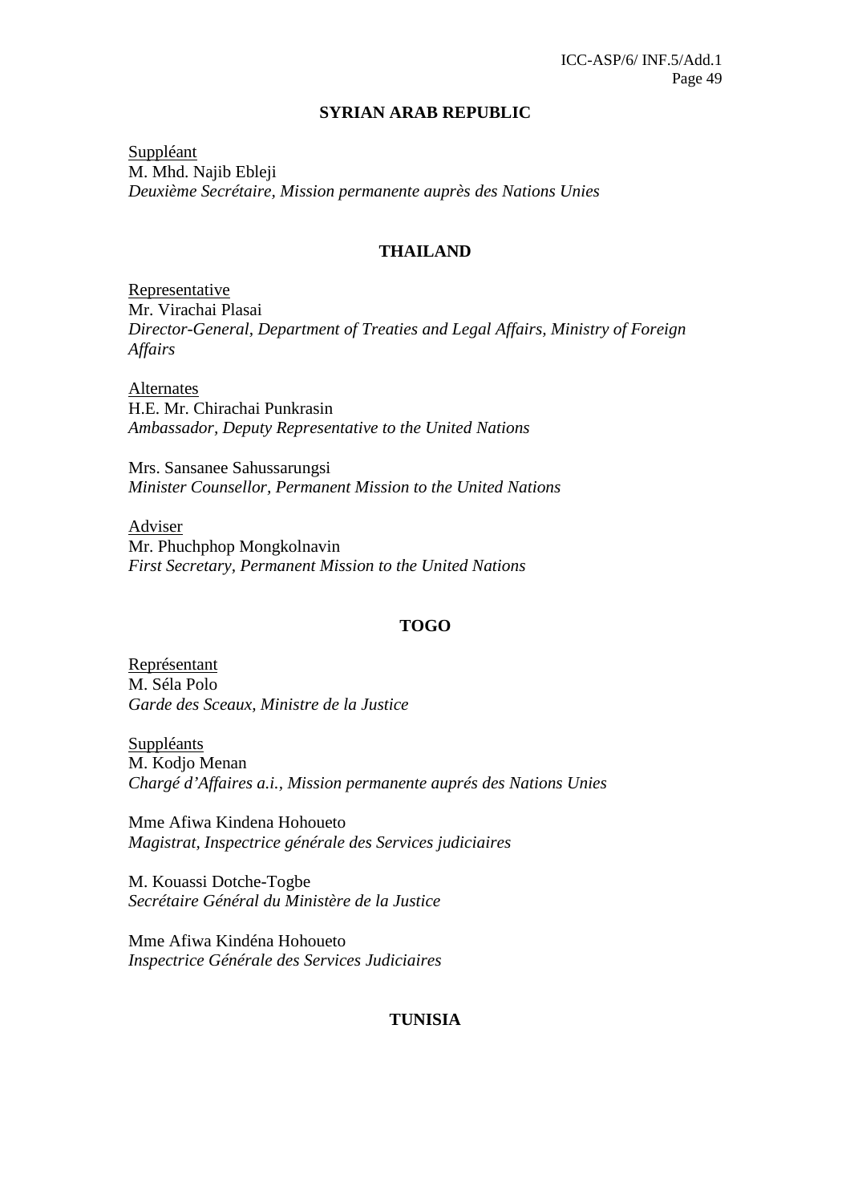## SYRIAN ARAB REPUBLIC

Suppléant
M. Mhd. Najib Ebleji
*Deuxième Secrétaire, Mission permanente auprès des Nations Unies*

## THAILAND

Representative
Mr. Virachai Plasai
*Director-General, Department of Treaties and Legal Affairs, Ministry of Foreign Affairs*

Alternates
H.E. Mr. Chirachai Punkrasin
*Ambassador, Deputy Representative to the United Nations*

Mrs. Sansanee Sahussarungsi
*Minister Counsellor, Permanent Mission to the United Nations*

Adviser
Mr. Phuchphop Mongkolnavin
*First Secretary, Permanent Mission to the United Nations*

## TOGO

Représentant
M. Séla Polo
*Garde des Sceaux, Ministre de la Justice*

Suppléants
M. Kodjo Menan
*Chargé d'Affaires a.i., Mission permanente auprés des Nations Unies*

Mme Afiwa Kindena Hohoueto
*Magistrat, Inspectrice générale des Services judiciaires*

M. Kouassi Dotche-Togbe
*Secrétaire Général du Ministère de la Justice*

Mme Afiwa Kindéna Hohoueto
*Inspectrice Générale des Services Judiciaires*

## TUNISIA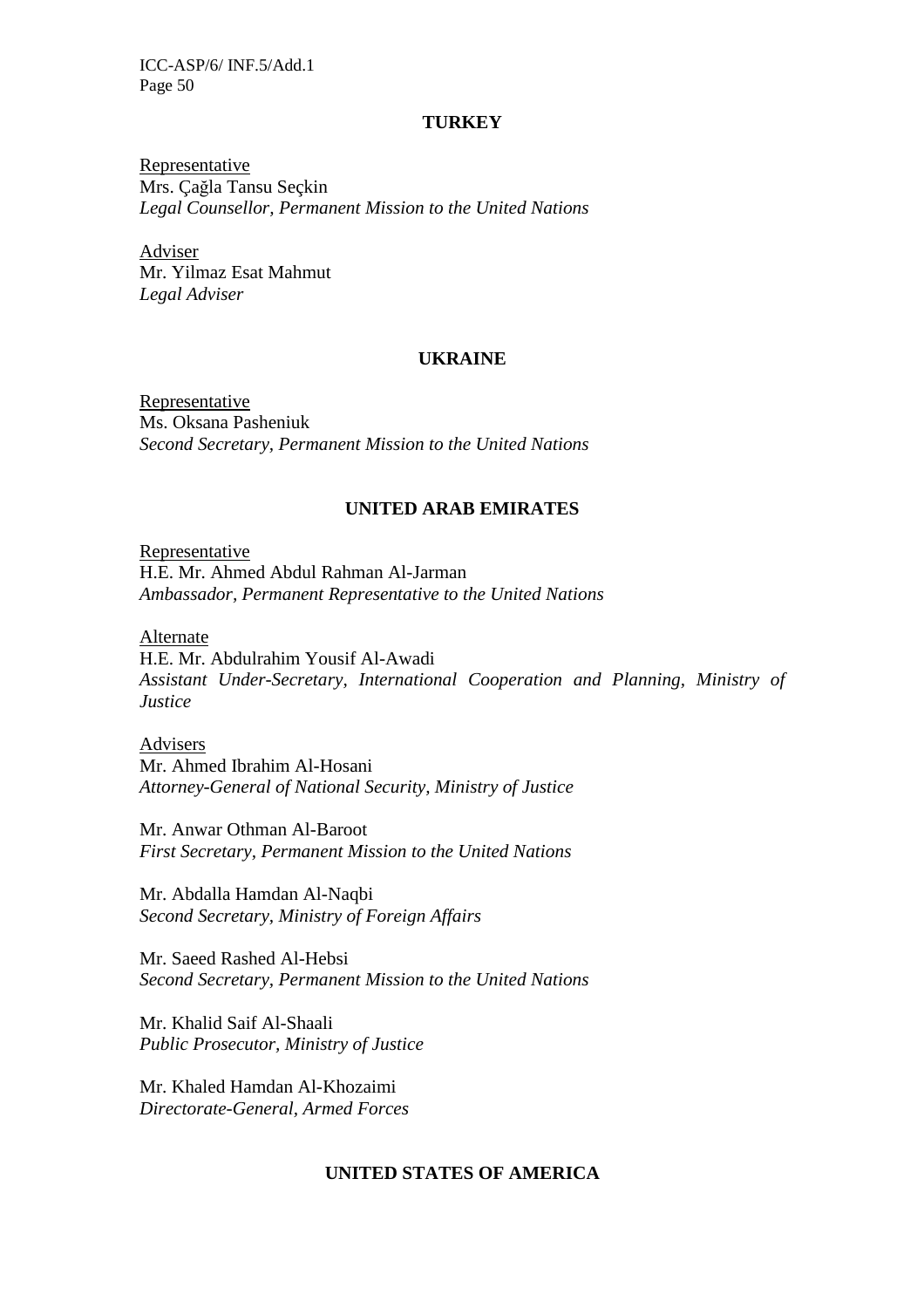## TURKEY

Representative
Mrs. Çağla Tansu Seçkin
*Legal Counsellor, Permanent Mission to the United Nations*

Adviser
Mr. Yilmaz Esat Mahmut
*Legal Adviser*

## UKRAINE

Representative
Ms. Oksana Pasheniuk
*Second Secretary, Permanent Mission to the United Nations*

## UNITED ARAB EMIRATES

Representative
H.E. Mr. Ahmed Abdul Rahman Al-Jarman
*Ambassador, Permanent Representative to the United Nations*

Alternate
H.E. Mr. Abdulrahim Yousif Al-Awadi
*Assistant Under-Secretary, International Cooperation and Planning, Ministry of Justice*

Advisers
Mr. Ahmed Ibrahim Al-Hosani
*Attorney-General of National Security, Ministry of Justice*

Mr. Anwar Othman Al-Baroot
*First Secretary, Permanent Mission to the United Nations*

Mr. Abdalla Hamdan Al-Naqbi
*Second Secretary, Ministry of Foreign Affairs*

Mr. Saeed Rashed Al-Hebsi
*Second Secretary, Permanent Mission to the United Nations*

Mr. Khalid Saif Al-Shaali
*Public Prosecutor, Ministry of Justice*

Mr. Khaled Hamdan Al-Khozaimi
*Directorate-General, Armed Forces*

## UNITED STATES OF AMERICA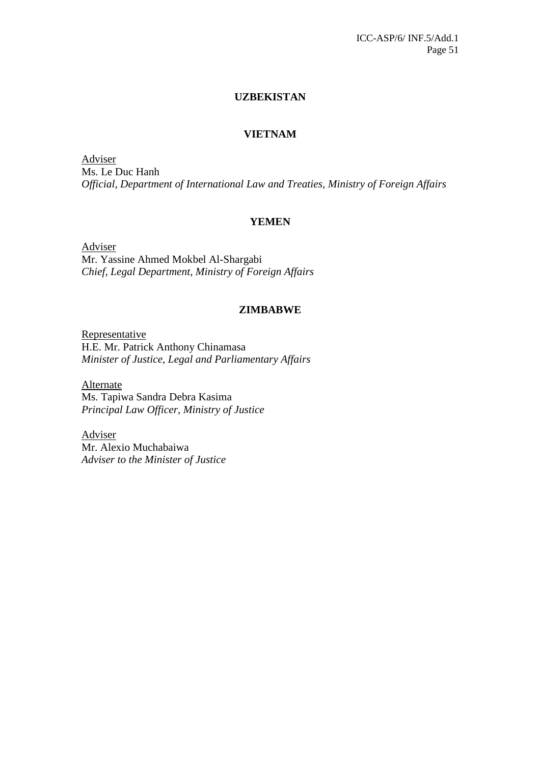## UZBEKISTAN

## VIETNAM

<u>Adviser</u>
Ms. Le Duc Hanh
*Official, Department of International Law and Treaties, Ministry of Foreign Affairs*

## YEMEN

<u>Adviser</u>
Mr. Yassine Ahmed Mokbel Al-Shargabi
*Chief, Legal Department, Ministry of Foreign Affairs*

## ZIMBABWE

<u>Representative</u>
H.E. Mr. Patrick Anthony Chinamasa
*Minister of Justice, Legal and Parliamentary Affairs*

<u>Alternate</u>
Ms. Tapiwa Sandra Debra Kasima
*Principal Law Officer, Ministry of Justice*

<u>Adviser</u>
Mr. Alexio Muchabaiwa
*Adviser to the Minister of Justice*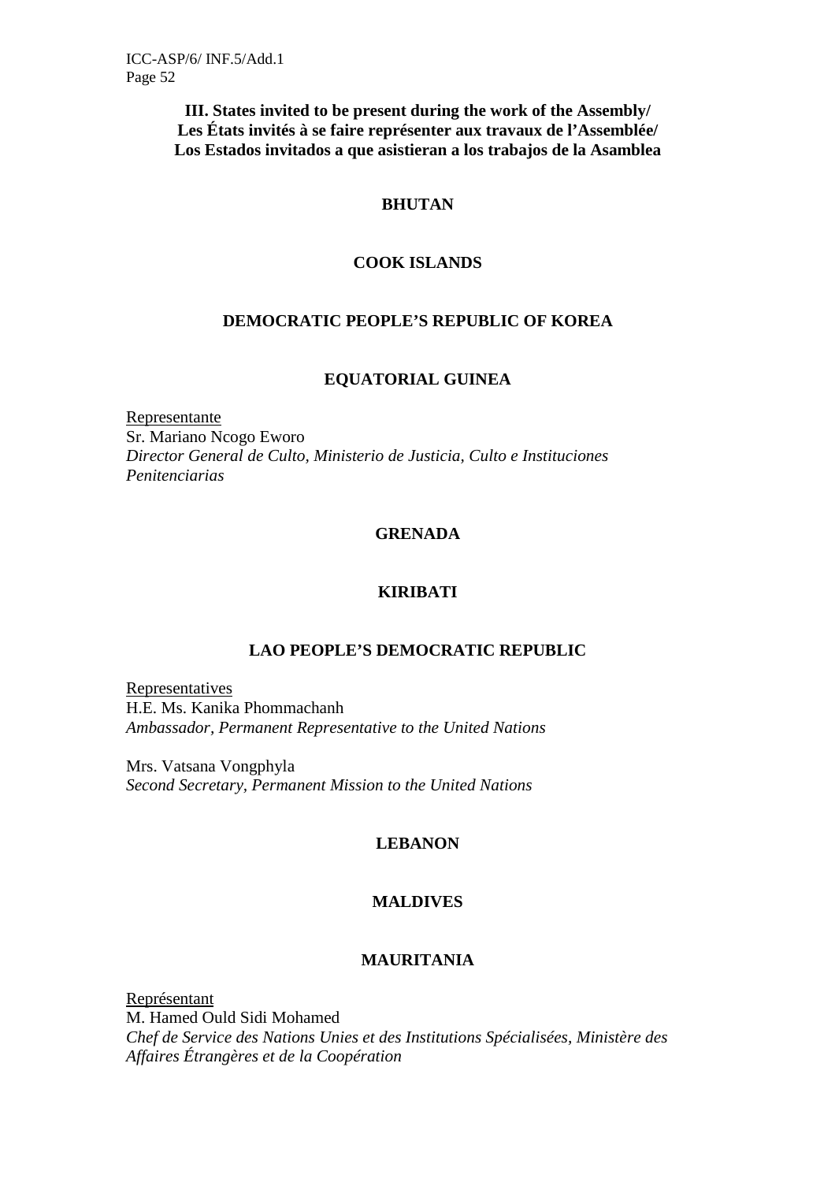### III. States invited to be present during the work of the Assembly/ Les États invités à se faire représenter aux travaux de l'Assemblée/ Los Estados invitados a que asistieran a los trabajos de la Asamblea

#### BHUTAN

#### COOK ISLANDS

#### DEMOCRATIC PEOPLE'S REPUBLIC OF KOREA

#### EQUATORIAL GUINEA

Representante
Sr. Mariano Ncogo Eworo
*Director General de Culto, Ministerio de Justicia, Culto e Instituciones Penitenciarias*

#### GRENADA

#### KIRIBATI

#### LAO PEOPLE'S DEMOCRATIC REPUBLIC

Representatives
H.E. Ms. Kanika Phommachanh
*Ambassador, Permanent Representative to the United Nations*

Mrs. Vatsana Vongphyla
*Second Secretary, Permanent Mission to the United Nations*

#### LEBANON

#### MALDIVES

#### MAURITANIA

Représentant
M. Hamed Ould Sidi Mohamed
*Chef de Service des Nations Unies et des Institutions Spécialisées, Ministère des Affaires Étrangères et de la Coopération*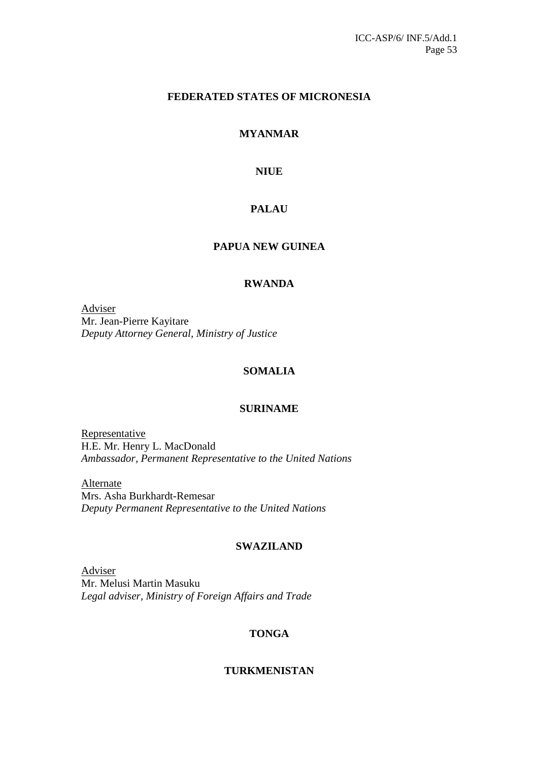**FEDERATED STATES OF MICRONESIA**

**MYANMAR**

**NIUE**

**PALAU**

**PAPUA NEW GUINEA**

**RWANDA**

Adviser
Mr. Jean-Pierre Kayitare
*Deputy Attorney General, Ministry of Justice*

**SOMALIA**

**SURINAME**

Representative
H.E. Mr. Henry L. MacDonald
*Ambassador, Permanent Representative to the United Nations*

Alternate
Mrs. Asha Burkhardt-Remesar
*Deputy Permanent Representative to the United Nations*

**SWAZILAND**

Adviser
Mr. Melusi Martin Masuku
*Legal adviser, Ministry of Foreign Affairs and Trade*

**TONGA**

**TURKMENISTAN**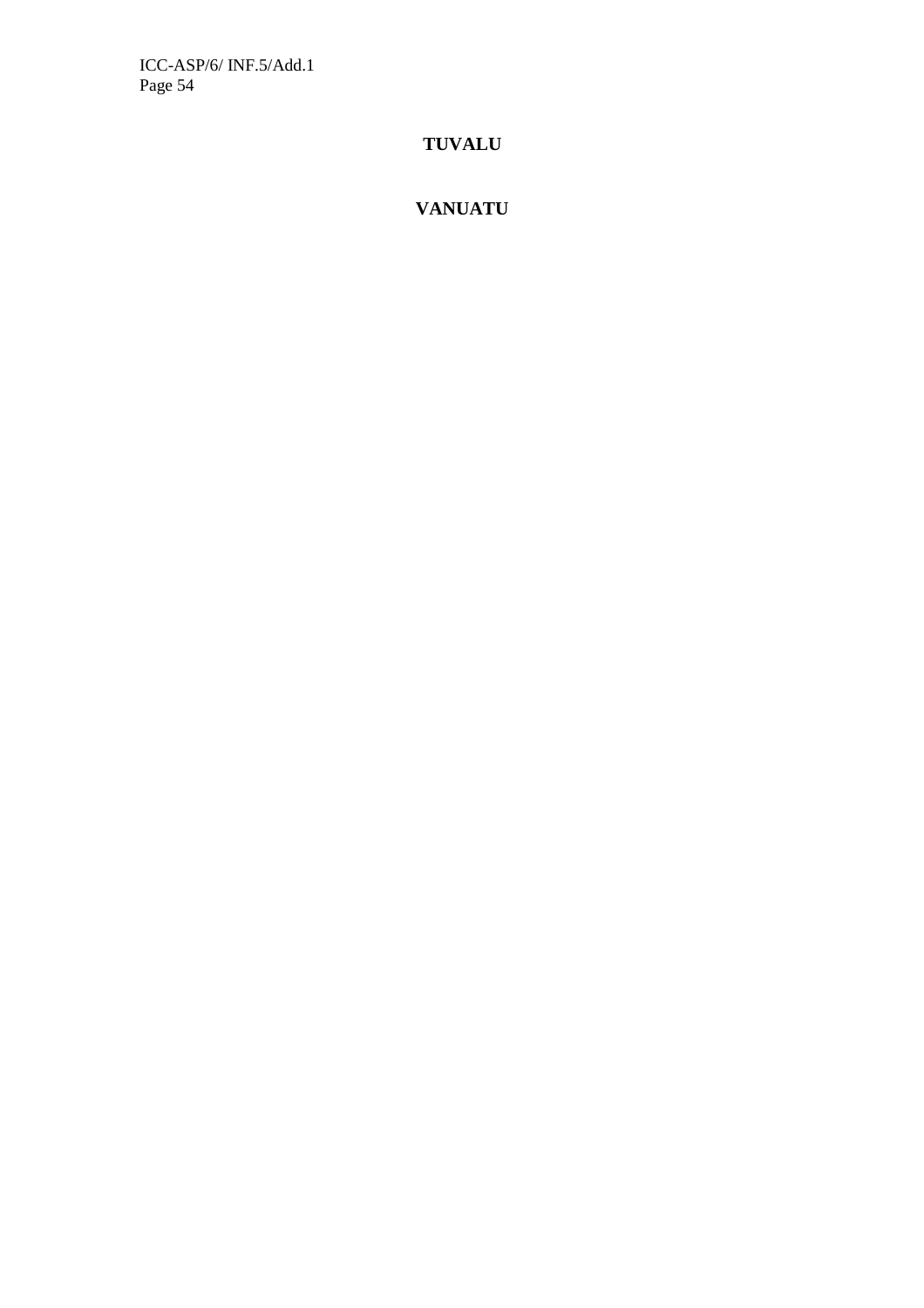## TUVALU

## VANUATU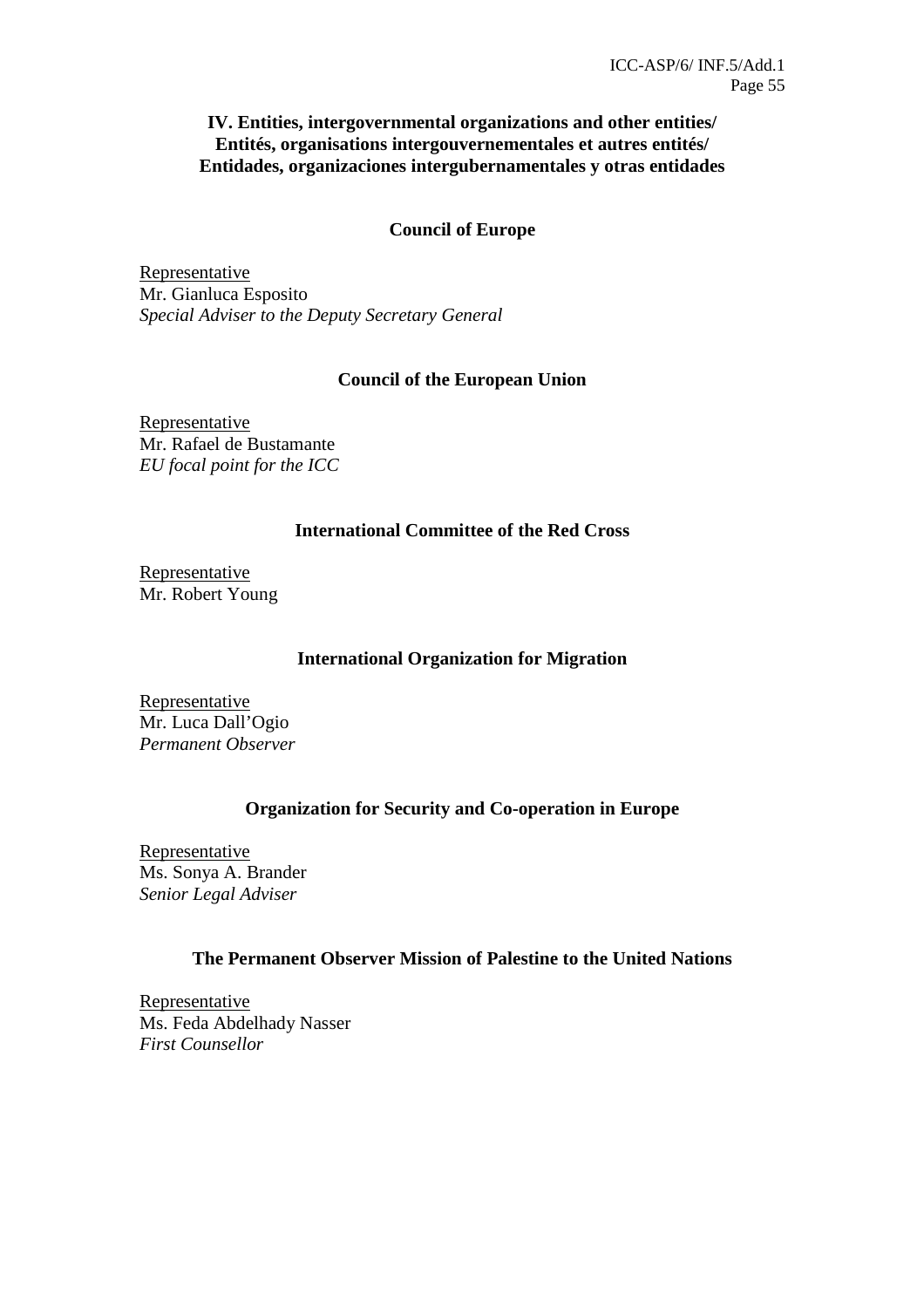## IV. Entities, intergovernmental organizations and other entities/ Entités, organisations intergouvernementales et autres entités/ Entidades, organizaciones intergubernamentales y otras entidades

### Council of Europe

Representative
Mr. Gianluca Esposito
*Special Adviser to the Deputy Secretary General*

### Council of the European Union

Representative
Mr. Rafael de Bustamante
*EU focal point for the ICC*

### International Committee of the Red Cross

Representative
Mr. Robert Young

### International Organization for Migration

Representative
Mr. Luca Dall'Ogio
*Permanent Observer*

### Organization for Security and Co-operation in Europe

Representative
Ms. Sonya A. Brander
*Senior Legal Adviser*

### The Permanent Observer Mission of Palestine to the United Nations

Representative
Ms. Feda Abdelhady Nasser
*First Counsellor*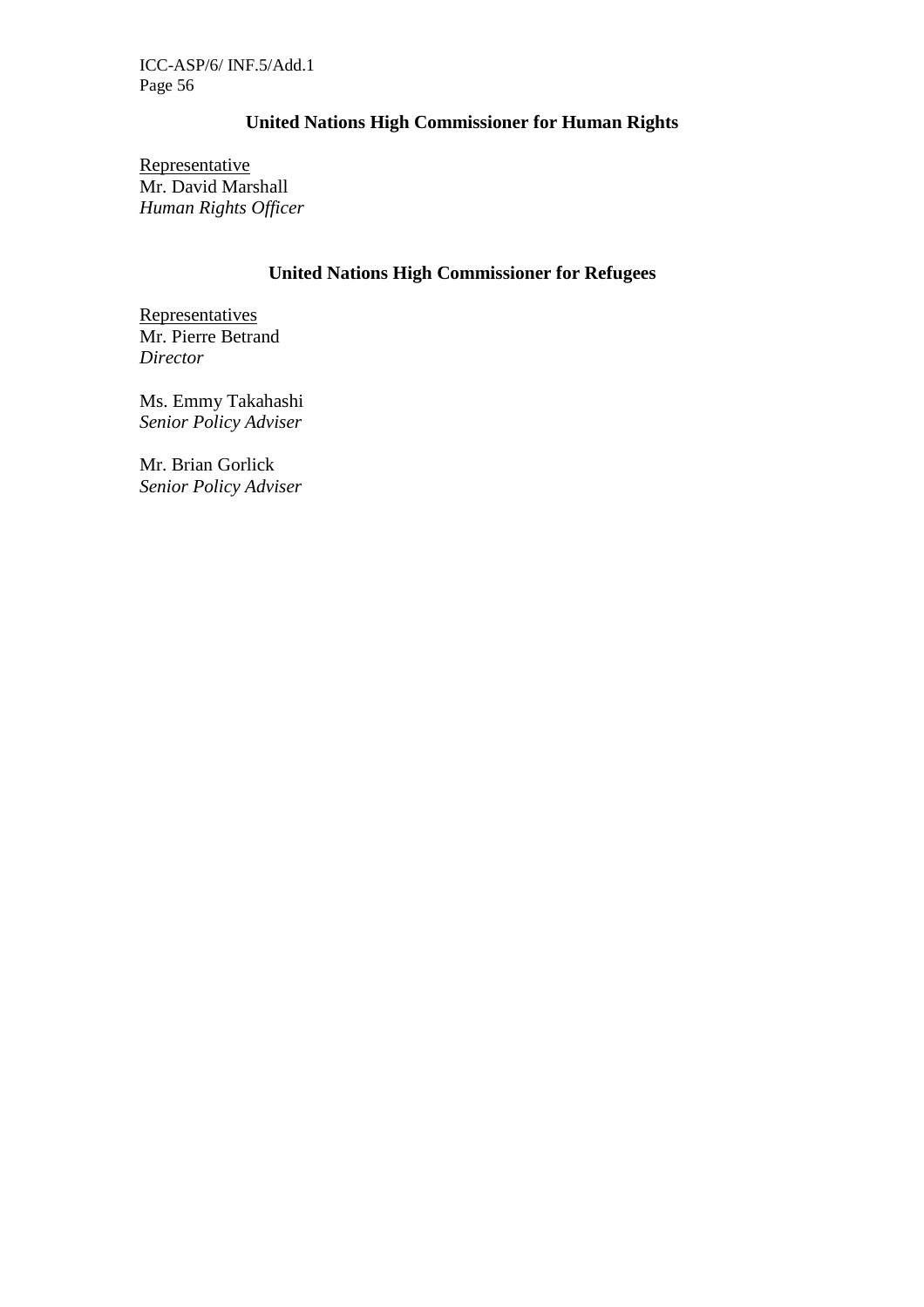## United Nations High Commissioner for Human Rights

Representative
Mr. David Marshall
*Human Rights Officer*

## United Nations High Commissioner for Refugees

Representatives
Mr. Pierre Betrand
*Director*

Ms. Emmy Takahashi
*Senior Policy Adviser*

Mr. Brian Gorlick
*Senior Policy Adviser*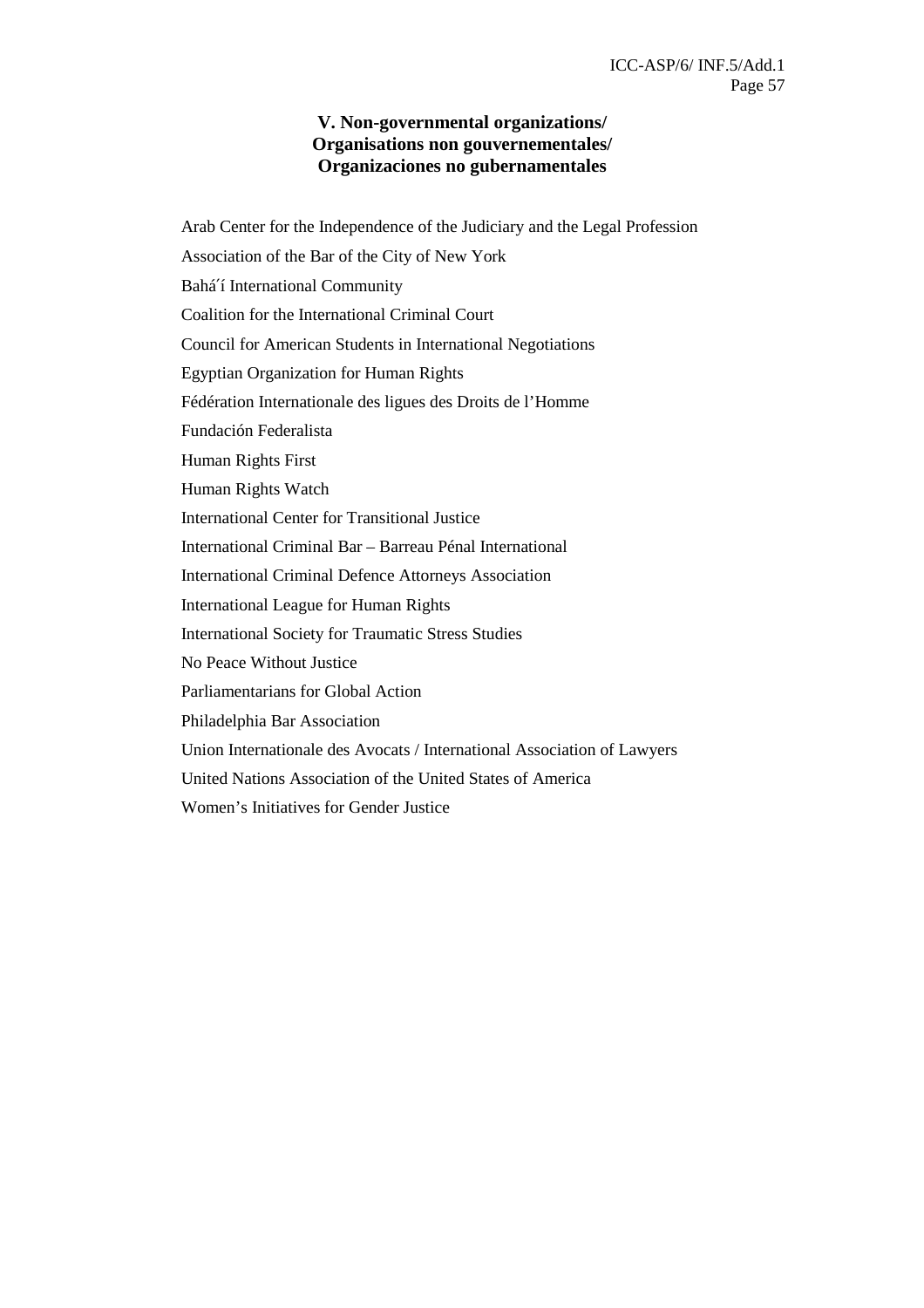## V. Non-governmental organizations/ Organisations non gouvernementales/ Organizaciones no gubernamentales

Arab Center for the Independence of the Judiciary and the Legal Profession

Association of the Bar of the City of New York

Bahá'í International Community

Coalition for the International Criminal Court

Council for American Students in International Negotiations

Egyptian Organization for Human Rights

Fédération Internationale des ligues des Droits de l'Homme

Fundación Federalista

Human Rights First

Human Rights Watch

International Center for Transitional Justice

International Criminal Bar – Barreau Pénal International

International Criminal Defence Attorneys Association

International League for Human Rights

International Society for Traumatic Stress Studies

No Peace Without Justice

Parliamentarians for Global Action

Philadelphia Bar Association

Union Internationale des Avocats / International Association of Lawyers

United Nations Association of the United States of America

Women's Initiatives for Gender Justice